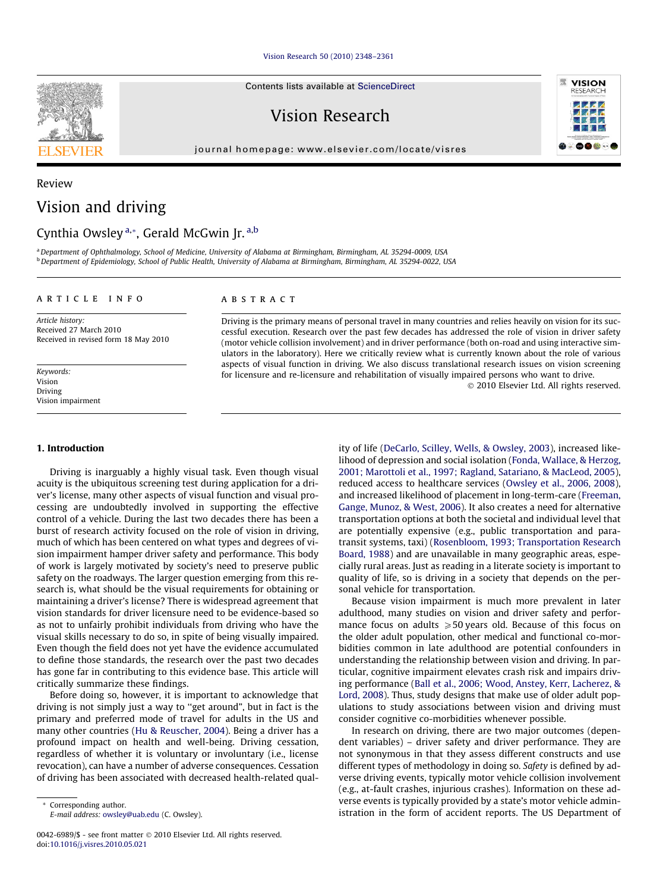Review

# Vision and driving

Cynthia Owsley [a,*], Gerald McGwin Jr. [a,b]

[a] Department of Ophthalmology, School of Medicine, University of Alabama at Birmingham, Birmingham, AL 35294-0009, USA
[b] Department of Epidemiology, School of Public Health, University of Alabama at Birmingham, Birmingham, AL 35294-0022, USA

**ARTICLE INFO**

*Article history:*
Received 27 March 2010
Received in revised form 18 May 2010

*Keywords:*
Vision
Driving
Vision impairment

**ABSTRACT**

Driving is the primary means of personal travel in many countries and relies heavily on vision for its successful execution. Research over the past few decades has addressed the role of vision in driver safety (motor vehicle collision involvement) and in driver performance (both on-road and using interactive simulators in the laboratory). Here we critically review what is currently known about the role of various aspects of visual function in driving. We also discuss translational research issues on vision screening for licensure and re-licensure and rehabilitation of visually impaired persons who want to drive.

© 2010 Elsevier Ltd. All rights reserved.

## 1. Introduction

Driving is inarguably a highly visual task. Even though visual acuity is the ubiquitous screening test during application for a driver's license, many other aspects of visual function and visual processing are undoubtedly involved in supporting the effective control of a vehicle. During the last two decades there has been a burst of research activity focused on the role of vision in driving, much of which has been centered on what types and degrees of vision impairment hamper driver safety and performance. This body of work is largely motivated by society's need to preserve public safety on the roadways. The larger question emerging from this research is, what should be the visual requirements for obtaining or maintaining a driver's license? There is widespread agreement that vision standards for driver licensure need to be evidence-based so as not to unfairly prohibit individuals from driving who have the visual skills necessary to do so, in spite of being visually impaired. Even though the field does not yet have the evidence accumulated to define those standards, the research over the past two decades has gone far in contributing to this evidence base. This article will critically summarize these findings.

Before doing so, however, it is important to acknowledge that driving is not simply just a way to "get around", but in fact is the primary and preferred mode of travel for adults in the US and many other countries (Hu & Reuscher, 2004). Being a driver has a profound impact on health and well-being. Driving cessation, regardless of whether it is voluntary or involuntary (i.e., license revocation), can have a number of adverse consequences. Cessation of driving has been associated with decreased health-related quality of life (DeCarlo, Scilley, Wells, & Owsley, 2003), increased likelihood of depression and social isolation (Fonda, Wallace, & Herzog, 2001; Marottoli et al., 1997; Ragland, Satariano, & MacLeod, 2005), reduced access to healthcare services (Owsley et al., 2006, 2008), and increased likelihood of placement in long-term-care (Freeman, Gange, Munoz, & West, 2006). It also creates a need for alternative transportation options at both the societal and individual level that are potentially expensive (e.g., public transportation and paratransit systems, taxi) (Rosenbloom, 1993; Transportation Research Board, 1988) and are unavailable in many geographic areas, especially rural areas. Just as reading in a literate society is important to quality of life, so is driving in a society that depends on the personal vehicle for transportation.

Because vision impairment is much more prevalent in later adulthood, many studies on vision and driver safety and performance focus on adults ⩾50 years old. Because of this focus on the older adult population, other medical and functional co-morbidities common in late adulthood are potential confounders in understanding the relationship between vision and driving. In particular, cognitive impairment elevates crash risk and impairs driving performance (Ball et al., 2006; Wood, Anstey, Kerr, Lacherez, & Lord, 2008). Thus, study designs that make use of older adult populations to study associations between vision and driving must consider cognitive co-morbidities whenever possible.

In research on driving, there are two major outcomes (dependent variables) – driver safety and driver performance. They are not synonymous in that they assess different constructs and use different types of methodology in doing so. *Safety* is defined by adverse driving events, typically motor vehicle collision involvement (e.g., at-fault crashes, injurious crashes). Information on these adverse events is typically provided by a state's motor vehicle administration in the form of accident reports. The US Department of

* Corresponding author.
E-mail address: owsley@uab.edu (C. Owsley).

0042-6989/$ - see front matter © 2010 Elsevier Ltd. All rights reserved.
doi:10.1016/j.visres.2010.05.021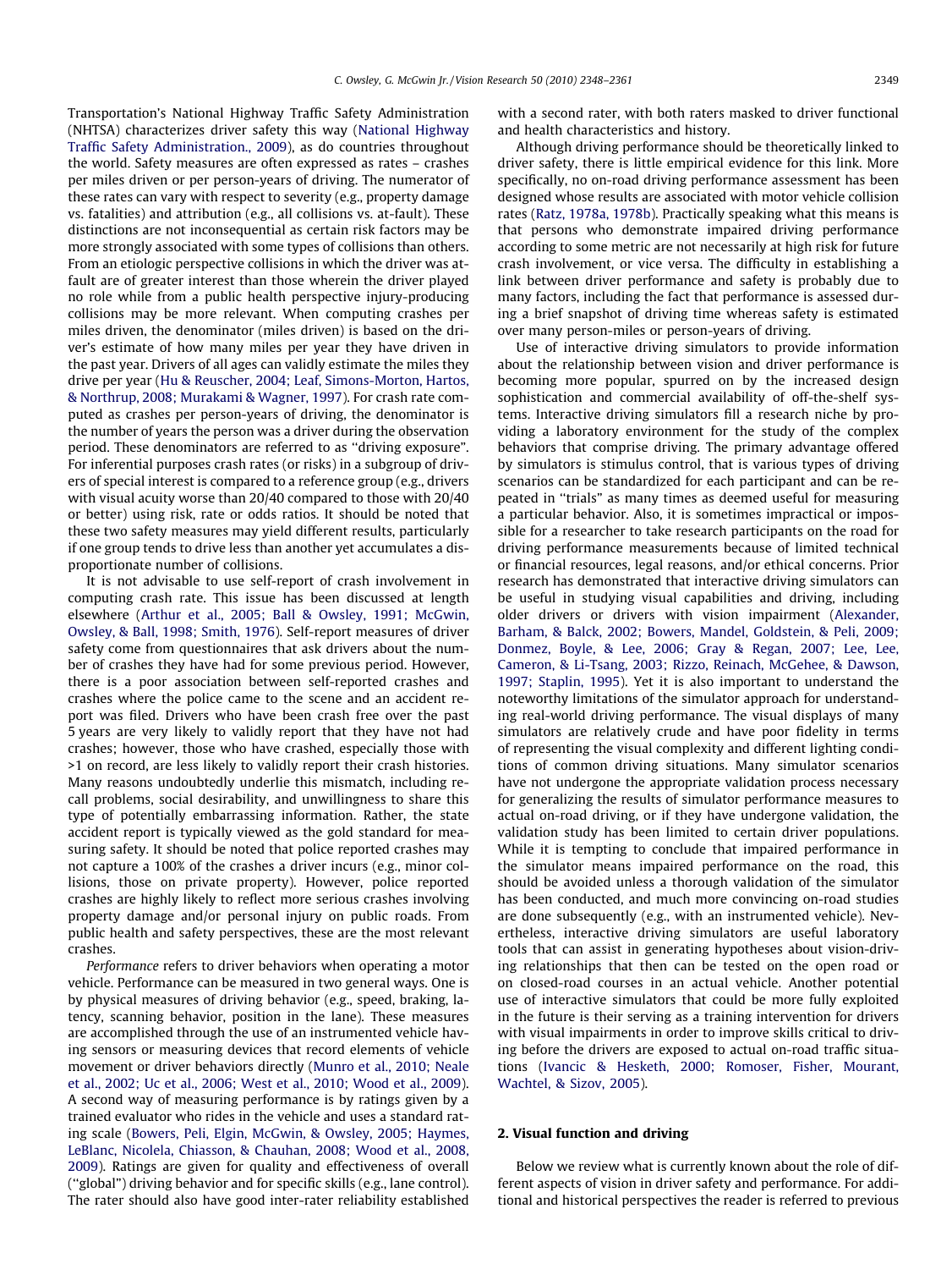Transportation's National Highway Traffic Safety Administration (NHTSA) characterizes driver safety this way (National Highway Traffic Safety Administration., 2009), as do countries throughout the world. Safety measures are often expressed as rates – crashes per miles driven or per person-years of driving. The numerator of these rates can vary with respect to severity (e.g., property damage vs. fatalities) and attribution (e.g., all collisions vs. at-fault). These distinctions are not inconsequential as certain risk factors may be more strongly associated with some types of collisions than others. From an etiologic perspective collisions in which the driver was at-fault are of greater interest than those wherein the driver played no role while from a public health perspective injury-producing collisions may be more relevant. When computing crashes per miles driven, the denominator (miles driven) is based on the driver's estimate of how many miles per year they have driven in the past year. Drivers of all ages can validly estimate the miles they drive per year (Hu & Reuscher, 2004; Leaf, Simons-Morton, Hartos, & Northrup, 2008; Murakami & Wagner, 1997). For crash rate computed as crashes per person-years of driving, the denominator is the number of years the person was a driver during the observation period. These denominators are referred to as "driving exposure". For inferential purposes crash rates (or risks) in a subgroup of drivers of special interest is compared to a reference group (e.g., drivers with visual acuity worse than 20/40 compared to those with 20/40 or better) using risk, rate or odds ratios. It should be noted that these two safety measures may yield different results, particularly if one group tends to drive less than another yet accumulates a disproportionate number of collisions.

It is not advisable to use self-report of crash involvement in computing crash rate. This issue has been discussed at length elsewhere (Arthur et al., 2005; Ball & Owsley, 1991; McGwin, Owsley, & Ball, 1998; Smith, 1976). Self-report measures of driver safety come from questionnaires that ask drivers about the number of crashes they have had for some previous period. However, there is a poor association between self-reported crashes and crashes where the police came to the scene and an accident report was filed. Drivers who have been crash free over the past 5 years are very likely to validly report that they have not had crashes; however, those who have crashed, especially those with >1 on record, are less likely to validly report their crash histories. Many reasons undoubtedly underlie this mismatch, including recall problems, social desirability, and unwillingness to share this type of potentially embarrassing information. Rather, the state accident report is typically viewed as the gold standard for measuring safety. It should be noted that police reported crashes may not capture a 100% of the crashes a driver incurs (e.g., minor collisions, those on private property). However, police reported crashes are highly likely to reflect more serious crashes involving property damage and/or personal injury on public roads. From public health and safety perspectives, these are the most relevant crashes.

*Performance* refers to driver behaviors when operating a motor vehicle. Performance can be measured in two general ways. One is by physical measures of driving behavior (e.g., speed, braking, latency, scanning behavior, position in the lane). These measures are accomplished through the use of an instrumented vehicle having sensors or measuring devices that record elements of vehicle movement or driver behaviors directly (Munro et al., 2010; Neale et al., 2002; Uc et al., 2006; West et al., 2010; Wood et al., 2009). A second way of measuring performance is by ratings given by a trained evaluator who rides in the vehicle and uses a standard rating scale (Bowers, Peli, Elgin, McGwin, & Owsley, 2005; Haymes, LeBlanc, Nicolela, Chiasson, & Chauhan, 2008; Wood et al., 2008, 2009). Ratings are given for quality and effectiveness of overall ("global") driving behavior and for specific skills (e.g., lane control). The rater should also have good inter-rater reliability established with a second rater, with both raters masked to driver functional and health characteristics and history.

Although driving performance should be theoretically linked to driver safety, there is little empirical evidence for this link. More specifically, no on-road driving performance assessment has been designed whose results are associated with motor vehicle collision rates (Ratz, 1978a, 1978b). Practically speaking what this means is that persons who demonstrate impaired driving performance according to some metric are not necessarily at high risk for future crash involvement, or vice versa. The difficulty in establishing a link between driver performance and safety is probably due to many factors, including the fact that performance is assessed during a brief snapshot of driving time whereas safety is estimated over many person-miles or person-years of driving.

Use of interactive driving simulators to provide information about the relationship between vision and driver performance is becoming more popular, spurred on by the increased design sophistication and commercial availability of off-the-shelf systems. Interactive driving simulators fill a research niche by providing a laboratory environment for the study of the complex behaviors that comprise driving. The primary advantage offered by simulators is stimulus control, that is various types of driving scenarios can be standardized for each participant and can be repeated in "trials" as many times as deemed useful for measuring a particular behavior. Also, it is sometimes impractical or impossible for a researcher to take research participants on the road for driving performance measurements because of limited technical or financial resources, legal reasons, and/or ethical concerns. Prior research has demonstrated that interactive driving simulators can be useful in studying visual capabilities and driving, including older drivers or drivers with vision impairment (Alexander, Barham, & Balck, 2002; Bowers, Mandel, Goldstein, & Peli, 2009; Donmez, Boyle, & Lee, 2006; Gray & Regan, 2007; Lee, Lee, Cameron, & Li-Tsang, 2003; Rizzo, Reinach, McGehee, & Dawson, 1997; Staplin, 1995). Yet it is also important to understand the noteworthy limitations of the simulator approach for understanding real-world driving performance. The visual displays of many simulators are relatively crude and have poor fidelity in terms of representing the visual complexity and different lighting conditions of common driving situations. Many simulator scenarios have not undergone the appropriate validation process necessary for generalizing the results of simulator performance measures to actual on-road driving, or if they have undergone validation, the validation study has been limited to certain driver populations. While it is tempting to conclude that impaired performance in the simulator means impaired performance on the road, this should be avoided unless a thorough validation of the simulator has been conducted, and much more convincing on-road studies are done subsequently (e.g., with an instrumented vehicle). Nevertheless, interactive driving simulators are useful laboratory tools that can assist in generating hypotheses about vision-driving relationships that then can be tested on the open road or on closed-road courses in an actual vehicle. Another potential use of interactive simulators that could be more fully exploited in the future is their serving as a training intervention for drivers with visual impairments in order to improve skills critical to driving before the drivers are exposed to actual on-road traffic situations (Ivancic & Hesketh, 2000; Romoser, Fisher, Mourant, Wachtel, & Sizov, 2005).

## 2. Visual function and driving

Below we review what is currently known about the role of different aspects of vision in driver safety and performance. For additional and historical perspectives the reader is referred to previous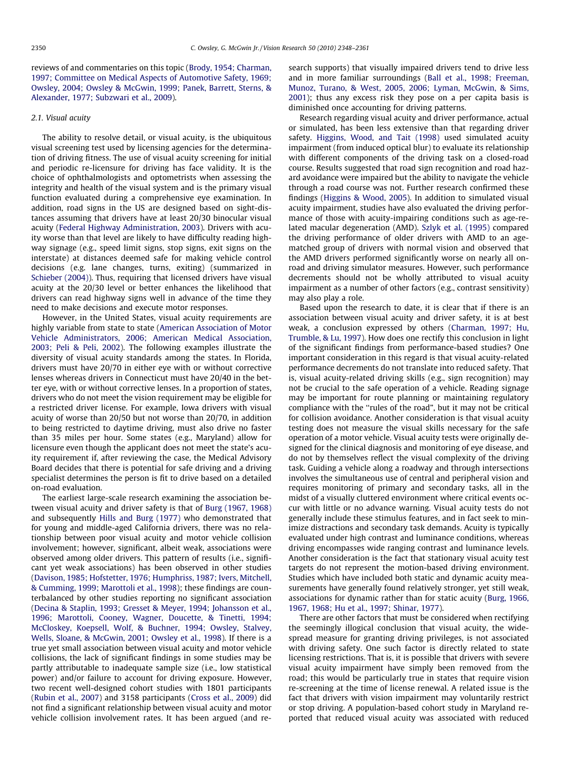reviews of and commentaries on this topic (Brody, 1954; Charman, 1997; Committee on Medical Aspects of Automotive Safety, 1969; Owsley, 2004; Owsley & McGwin, 1999; Panek, Barrett, Sterns, & Alexander, 1977; Subzwari et al., 2009).

### 2.1. Visual acuity

The ability to resolve detail, or visual acuity, is the ubiquitous visual screening test used by licensing agencies for the determination of driving fitness. The use of visual acuity screening for initial and periodic re-licensure for driving has face validity. It is the choice of ophthalmologists and optometrists when assessing the integrity and health of the visual system and is the primary visual function evaluated during a comprehensive eye examination. In addition, road signs in the US are designed based on sight-distances assuming that drivers have at least 20/30 binocular visual acuity (Federal Highway Administration, 2003). Drivers with acuity worse than that level are likely to have difficulty reading highway signage (e.g., speed limit signs, stop signs, exit signs on the interstate) at distances deemed safe for making vehicle control decisions (e.g. lane changes, turns, exiting) (summarized in Schieber (2004)). Thus, requiring that licensed drivers have visual acuity at the 20/30 level or better enhances the likelihood that drivers can read highway signs well in advance of the time they need to make decisions and execute motor responses.

However, in the United States, visual acuity requirements are highly variable from state to state (American Association of Motor Vehicle Administrators, 2006; American Medical Association, 2003; Peli & Peli, 2002). The following examples illustrate the diversity of visual acuity standards among the states. In Florida, drivers must have 20/70 in either eye with or without corrective lenses whereas drivers in Connecticut must have 20/40 in the better eye, with or without corrective lenses. In a proportion of states, drivers who do not meet the vision requirement may be eligible for a restricted driver license. For example, Iowa drivers with visual acuity of worse than 20/50 but not worse than 20/70, in addition to being restricted to daytime driving, must also drive no faster than 35 miles per hour. Some states (e.g., Maryland) allow for licensure even though the applicant does not meet the state's acuity requirement if, after reviewing the case, the Medical Advisory Board decides that there is potential for safe driving and a driving specialist determines the person is fit to drive based on a detailed on-road evaluation.

The earliest large-scale research examining the association between visual acuity and driver safety is that of Burg (1967, 1968) and subsequently Hills and Burg (1977) who demonstrated that for young and middle-aged California drivers, there was no relationship between poor visual acuity and motor vehicle collision involvement; however, significant, albeit weak, associations were observed among older drivers. This pattern of results (i.e., significant yet weak associations) has been observed in other studies (Davison, 1985; Hofstetter, 1976; Humphriss, 1987; Ivers, Mitchell, & Cumming, 1999; Marottoli et al., 1998); these findings are counterbalanced by other studies reporting no significant association (Decina & Staplin, 1993; Gresset & Meyer, 1994; Johansson et al., 1996; Marottoli, Cooney, Wagner, Doucette, & Tinetti, 1994; McCloskey, Koepsell, Wolf, & Buchner, 1994; Owsley, Stalvey, Wells, Sloane, & McGwin, 2001; Owsley et al., 1998). If there is a true yet small association between visual acuity and motor vehicle collisions, the lack of significant findings in some studies may be partly attributable to inadequate sample size (i.e., low statistical power) and/or failure to account for driving exposure. However, two recent well-designed cohort studies with 1801 participants (Rubin et al., 2007) and 3158 participants (Cross et al., 2009) did not find a significant relationship between visual acuity and motor vehicle collision involvement rates. It has been argued (and research supports) that visually impaired drivers tend to drive less and in more familiar surroundings (Ball et al., 1998; Freeman, Munoz, Turano, & West, 2005, 2006; Lyman, McGwin, & Sims, 2001); thus any excess risk they pose on a per capita basis is diminished once accounting for driving patterns.

Research regarding visual acuity and driver performance, actual or simulated, has been less extensive than that regarding driver safety. Higgins, Wood, and Tait (1998) used simulated acuity impairment (from induced optical blur) to evaluate its relationship with different components of the driving task on a closed-road course. Results suggested that road sign recognition and road hazard avoidance were impaired but the ability to navigate the vehicle through a road course was not. Further research confirmed these findings (Higgins & Wood, 2005). In addition to simulated visual acuity impairment, studies have also evaluated the driving performance of those with acuity-impairing conditions such as age-related macular degeneration (AMD). Szlyk et al. (1995) compared the driving performance of older drivers with AMD to an age-matched group of drivers with normal vision and observed that the AMD drivers performed significantly worse on nearly all on-road and driving simulator measures. However, such performance decrements should not be wholly attributed to visual acuity impairment as a number of other factors (e.g., contrast sensitivity) may also play a role.

Based upon the research to date, it is clear that if there is an association between visual acuity and driver safety, it is at best weak, a conclusion expressed by others (Charman, 1997; Hu, Trumble, & Lu, 1997). How does one rectify this conclusion in light of the significant findings from performance-based studies? One important consideration in this regard is that visual acuity-related performance decrements do not translate into reduced safety. That is, visual acuity-related driving skills (e.g., sign recognition) may not be crucial to the safe operation of a vehicle. Reading signage may be important for route planning or maintaining regulatory compliance with the "rules of the road", but it may not be critical for collision avoidance. Another consideration is that visual acuity testing does not measure the visual skills necessary for the safe operation of a motor vehicle. Visual acuity tests were originally designed for the clinical diagnosis and monitoring of eye disease, and do not by themselves reflect the visual complexity of the driving task. Guiding a vehicle along a roadway and through intersections involves the simultaneous use of central and peripheral vision and requires monitoring of primary and secondary tasks, all in the midst of a visually cluttered environment where critical events occur with little or no advance warning. Visual acuity tests do not generally include these stimulus features, and in fact seek to minimize distractions and secondary task demands. Acuity is typically evaluated under high contrast and luminance conditions, whereas driving encompasses wide ranging contrast and luminance levels. Another consideration is the fact that stationary visual acuity test targets do not represent the motion-based driving environment. Studies which have included both static and dynamic acuity measurements have generally found relatively stronger, yet still weak, associations for dynamic rather than for static acuity (Burg, 1966, 1967, 1968; Hu et al., 1997; Shinar, 1977).

There are other factors that must be considered when rectifying the seemingly illogical conclusion that visual acuity, the widespread measure for granting driving privileges, is not associated with driving safety. One such factor is directly related to state licensing restrictions. That is, it is possible that drivers with severe visual acuity impairment have simply been removed from the road; this would be particularly true in states that require vision re-screening at the time of license renewal. A related issue is the fact that drivers with vision impairment may voluntarily restrict or stop driving. A population-based cohort study in Maryland reported that reduced visual acuity was associated with reduced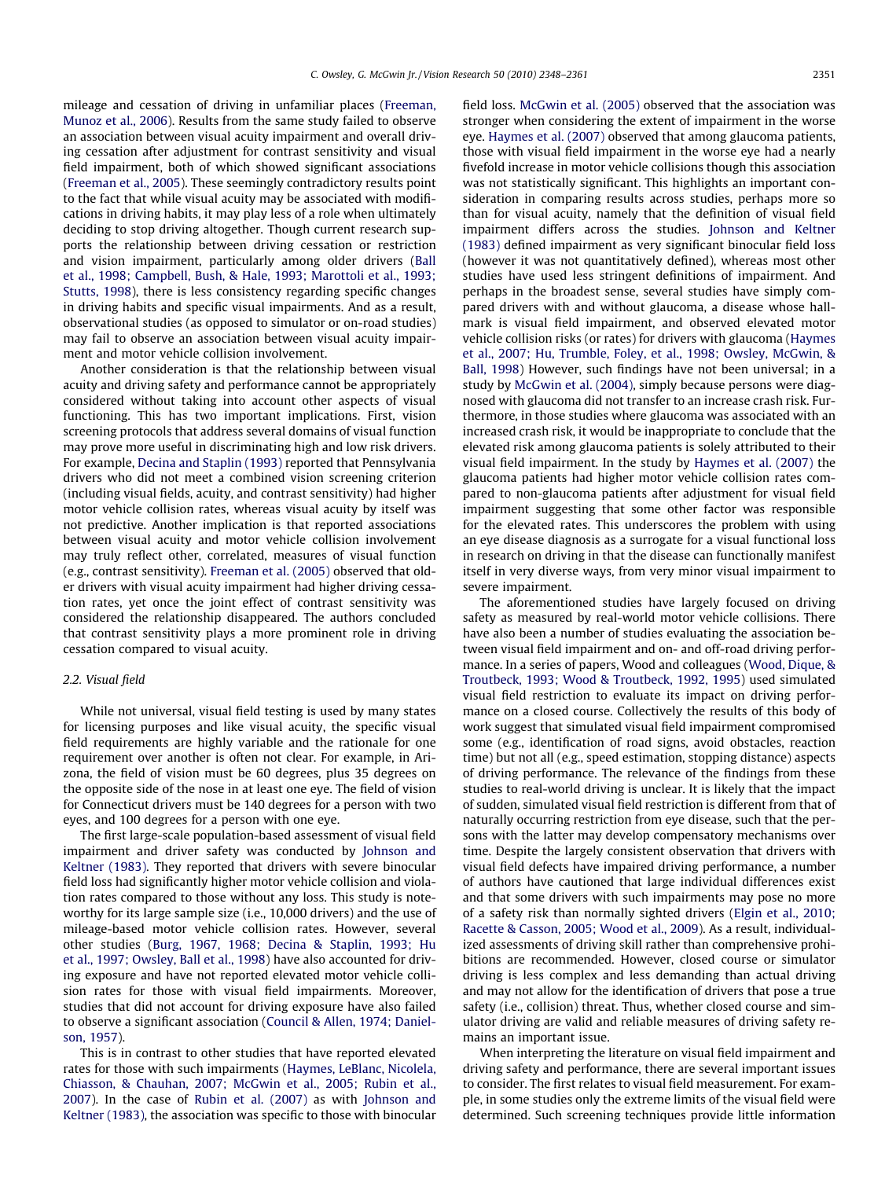mileage and cessation of driving in unfamiliar places (Freeman, Munoz et al., 2006). Results from the same study failed to observe an association between visual acuity impairment and overall driving cessation after adjustment for contrast sensitivity and visual field impairment, both of which showed significant associations (Freeman et al., 2005). These seemingly contradictory results point to the fact that while visual acuity may be associated with modifications in driving habits, it may play less of a role when ultimately deciding to stop driving altogether. Though current research supports the relationship between driving cessation or restriction and vision impairment, particularly among older drivers (Ball et al., 1998; Campbell, Bush, & Hale, 1993; Marottoli et al., 1993; Stutts, 1998), there is less consistency regarding specific changes in driving habits and specific visual impairments. And as a result, observational studies (as opposed to simulator or on-road studies) may fail to observe an association between visual acuity impairment and motor vehicle collision involvement.

Another consideration is that the relationship between visual acuity and driving safety and performance cannot be appropriately considered without taking into account other aspects of visual functioning. This has two important implications. First, vision screening protocols that address several domains of visual function may prove more useful in discriminating high and low risk drivers. For example, Decina and Staplin (1993) reported that Pennsylvania drivers who did not meet a combined vision screening criterion (including visual fields, acuity, and contrast sensitivity) had higher motor vehicle collision rates, whereas visual acuity by itself was not predictive. Another implication is that reported associations between visual acuity and motor vehicle collision involvement may truly reflect other, correlated, measures of visual function (e.g., contrast sensitivity). Freeman et al. (2005) observed that older drivers with visual acuity impairment had higher driving cessation rates, yet once the joint effect of contrast sensitivity was considered the relationship disappeared. The authors concluded that contrast sensitivity plays a more prominent role in driving cessation compared to visual acuity.

### 2.2. Visual field

While not universal, visual field testing is used by many states for licensing purposes and like visual acuity, the specific visual field requirements are highly variable and the rationale for one requirement over another is often not clear. For example, in Arizona, the field of vision must be 60 degrees, plus 35 degrees on the opposite side of the nose in at least one eye. The field of vision for Connecticut drivers must be 140 degrees for a person with two eyes, and 100 degrees for a person with one eye.

The first large-scale population-based assessment of visual field impairment and driver safety was conducted by Johnson and Keltner (1983). They reported that drivers with severe binocular field loss had significantly higher motor vehicle collision and violation rates compared to those without any loss. This study is noteworthy for its large sample size (i.e., 10,000 drivers) and the use of mileage-based motor vehicle collision rates. However, several other studies (Burg, 1967, 1968; Decina & Staplin, 1993; Hu et al., 1997; Owsley, Ball et al., 1998) have also accounted for driving exposure and have not reported elevated motor vehicle collision rates for those with visual field impairments. Moreover, studies that did not account for driving exposure have also failed to observe a significant association (Council & Allen, 1974; Danielson, 1957).

This is in contrast to other studies that have reported elevated rates for those with such impairments (Haymes, LeBlanc, Nicolela, Chiasson, & Chauhan, 2007; McGwin et al., 2005; Rubin et al., 2007). In the case of Rubin et al. (2007) as with Johnson and Keltner (1983), the association was specific to those with binocular field loss. McGwin et al. (2005) observed that the association was stronger when considering the extent of impairment in the worse eye. Haymes et al. (2007) observed that among glaucoma patients, those with visual field impairment in the worse eye had a nearly fivefold increase in motor vehicle collisions though this association was not statistically significant. This highlights an important consideration in comparing results across studies, perhaps more so than for visual acuity, namely that the definition of visual field impairment differs across the studies. Johnson and Keltner (1983) defined impairment as very significant binocular field loss (however it was not quantitatively defined), whereas most other studies have used less stringent definitions of impairment. And perhaps in the broadest sense, several studies have simply compared drivers with and without glaucoma, a disease whose hallmark is visual field impairment, and observed elevated motor vehicle collision risks (or rates) for drivers with glaucoma (Haymes et al., 2007; Hu, Trumble, Foley, et al., 1998; Owsley, McGwin, & Ball, 1998) However, such findings have not been universal; in a study by McGwin et al. (2004), simply because persons were diagnosed with glaucoma did not transfer to an increase crash risk. Furthermore, in those studies where glaucoma was associated with an increased crash risk, it would be inappropriate to conclude that the elevated risk among glaucoma patients is solely attributed to their visual field impairment. In the study by Haymes et al. (2007) the glaucoma patients had higher motor vehicle collision rates compared to non-glaucoma patients after adjustment for visual field impairment suggesting that some other factor was responsible for the elevated rates. This underscores the problem with using an eye disease diagnosis as a surrogate for a visual functional loss in research on driving in that the disease can functionally manifest itself in very diverse ways, from very minor visual impairment to severe impairment.

The aforementioned studies have largely focused on driving safety as measured by real-world motor vehicle collisions. There have also been a number of studies evaluating the association between visual field impairment and on- and off-road driving performance. In a series of papers, Wood and colleagues (Wood, Dique, & Troutbeck, 1993; Wood & Troutbeck, 1992, 1995) used simulated visual field restriction to evaluate its impact on driving performance on a closed course. Collectively the results of this body of work suggest that simulated visual field impairment compromised some (e.g., identification of road signs, avoid obstacles, reaction time) but not all (e.g., speed estimation, stopping distance) aspects of driving performance. The relevance of the findings from these studies to real-world driving is unclear. It is likely that the impact of sudden, simulated visual field restriction is different from that of naturally occurring restriction from eye disease, such that the persons with the latter may develop compensatory mechanisms over time. Despite the largely consistent observation that drivers with visual field defects have impaired driving performance, a number of authors have cautioned that large individual differences exist and that some drivers with such impairments may pose no more of a safety risk than normally sighted drivers (Elgin et al., 2010; Racette & Casson, 2005; Wood et al., 2009). As a result, individualized assessments of driving skill rather than comprehensive prohibitions are recommended. However, closed course or simulator driving is less complex and less demanding than actual driving and may not allow for the identification of drivers that pose a true safety (i.e., collision) threat. Thus, whether closed course and simulator driving are valid and reliable measures of driving safety remains an important issue.

When interpreting the literature on visual field impairment and driving safety and performance, there are several important issues to consider. The first relates to visual field measurement. For example, in some studies only the extreme limits of the visual field were determined. Such screening techniques provide little information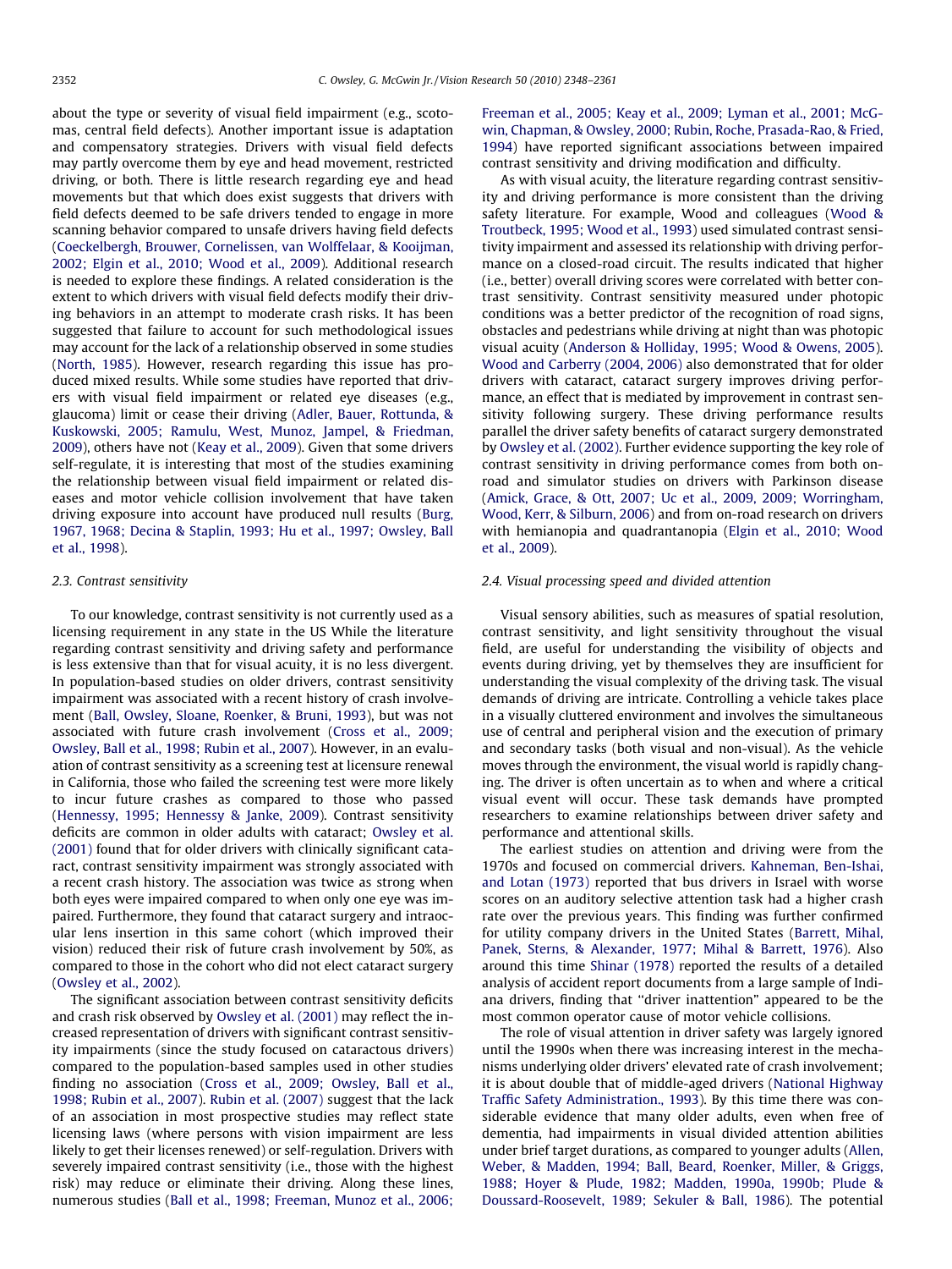about the type or severity of visual field impairment (e.g., scotomas, central field defects). Another important issue is adaptation and compensatory strategies. Drivers with visual field defects may partly overcome them by eye and head movement, restricted driving, or both. There is little research regarding eye and head movements but that which does exist suggests that drivers with field defects deemed to be safe drivers tended to engage in more scanning behavior compared to unsafe drivers having field defects (Coeckelbergh, Brouwer, Cornelissen, van Wolffelaar, & Kooijman, 2002; Elgin et al., 2010; Wood et al., 2009). Additional research is needed to explore these findings. A related consideration is the extent to which drivers with visual field defects modify their driving behaviors in an attempt to moderate crash risks. It has been suggested that failure to account for such methodological issues may account for the lack of a relationship observed in some studies (North, 1985). However, research regarding this issue has produced mixed results. While some studies have reported that drivers with visual field impairment or related eye diseases (e.g., glaucoma) limit or cease their driving (Adler, Bauer, Rottunda, & Kuskowski, 2005; Ramulu, West, Munoz, Jampel, & Friedman, 2009), others have not (Keay et al., 2009). Given that some drivers self-regulate, it is interesting that most of the studies examining the relationship between visual field impairment or related diseases and motor vehicle collision involvement that have taken driving exposure into account have produced null results (Burg, 1967, 1968; Decina & Staplin, 1993; Hu et al., 1997; Owsley, Ball et al., 1998).

### 2.3. Contrast sensitivity

To our knowledge, contrast sensitivity is not currently used as a licensing requirement in any state in the US While the literature regarding contrast sensitivity and driving safety and performance is less extensive than that for visual acuity, it is no less divergent. In population-based studies on older drivers, contrast sensitivity impairment was associated with a recent history of crash involvement (Ball, Owsley, Sloane, Roenker, & Bruni, 1993), but was not associated with future crash involvement (Cross et al., 2009; Owsley, Ball et al., 1998; Rubin et al., 2007). However, in an evaluation of contrast sensitivity as a screening test at licensure renewal in California, those who failed the screening test were more likely to incur future crashes as compared to those who passed (Hennessy, 1995; Hennessy & Janke, 2009). Contrast sensitivity deficits are common in older adults with cataract; Owsley et al. (2001) found that for older drivers with clinically significant cataract, contrast sensitivity impairment was strongly associated with a recent crash history. The association was twice as strong when both eyes were impaired compared to when only one eye was impaired. Furthermore, they found that cataract surgery and intraocular lens insertion in this same cohort (which improved their vision) reduced their risk of future crash involvement by 50%, as compared to those in the cohort who did not elect cataract surgery (Owsley et al., 2002).

The significant association between contrast sensitivity deficits and crash risk observed by Owsley et al. (2001) may reflect the increased representation of drivers with significant contrast sensitivity impairments (since the study focused on cataractous drivers) compared to the population-based samples used in other studies finding no association (Cross et al., 2009; Owsley, Ball et al., 1998; Rubin et al., 2007). Rubin et al. (2007) suggest that the lack of an association in most prospective studies may reflect state licensing laws (where persons with vision impairment are less likely to get their licenses renewed) or self-regulation. Drivers with severely impaired contrast sensitivity (i.e., those with the highest risk) may reduce or eliminate their driving. Along these lines, numerous studies (Ball et al., 1998; Freeman, Munoz et al., 2006; Freeman et al., 2005; Keay et al., 2009; Lyman et al., 2001; McGwin, Chapman, & Owsley, 2000; Rubin, Roche, Prasada-Rao, & Fried, 1994) have reported significant associations between impaired contrast sensitivity and driving modification and difficulty.

As with visual acuity, the literature regarding contrast sensitivity and driving performance is more consistent than the driving safety literature. For example, Wood and colleagues (Wood & Troutbeck, 1995; Wood et al., 1993) used simulated contrast sensitivity impairment and assessed its relationship with driving performance on a closed-road circuit. The results indicated that higher (i.e., better) overall driving scores were correlated with better contrast sensitivity. Contrast sensitivity measured under photopic conditions was a better predictor of the recognition of road signs, obstacles and pedestrians while driving at night than was photopic visual acuity (Anderson & Holliday, 1995; Wood & Owens, 2005). Wood and Carberry (2004, 2006) also demonstrated that for older drivers with cataract, cataract surgery improves driving performance, an effect that is mediated by improvement in contrast sensitivity following surgery. These driving performance results parallel the driver safety benefits of cataract surgery demonstrated by Owsley et al. (2002). Further evidence supporting the key role of contrast sensitivity in driving performance comes from both on-road and simulator studies on drivers with Parkinson disease (Amick, Grace, & Ott, 2007; Uc et al., 2009, 2009; Worringham, Wood, Kerr, & Silburn, 2006) and from on-road research on drivers with hemianopia and quadrantanopia (Elgin et al., 2010; Wood et al., 2009).

### 2.4. Visual processing speed and divided attention

Visual sensory abilities, such as measures of spatial resolution, contrast sensitivity, and light sensitivity throughout the visual field, are useful for understanding the visibility of objects and events during driving, yet by themselves they are insufficient for understanding the visual complexity of the driving task. The visual demands of driving are intricate. Controlling a vehicle takes place in a visually cluttered environment and involves the simultaneous use of central and peripheral vision and the execution of primary and secondary tasks (both visual and non-visual). As the vehicle moves through the environment, the visual world is rapidly changing. The driver is often uncertain as to when and where a critical visual event will occur. These task demands have prompted researchers to examine relationships between driver safety and performance and attentional skills.

The earliest studies on attention and driving were from the 1970s and focused on commercial drivers. Kahneman, Ben-Ishai, and Lotan (1973) reported that bus drivers in Israel with worse scores on an auditory selective attention task had a higher crash rate over the previous years. This finding was further confirmed for utility company drivers in the United States (Barrett, Mihal, Panek, Sterns, & Alexander, 1977; Mihal & Barrett, 1976). Also around this time Shinar (1978) reported the results of a detailed analysis of accident report documents from a large sample of Indiana drivers, finding that "driver inattention" appeared to be the most common operator cause of motor vehicle collisions.

The role of visual attention in driver safety was largely ignored until the 1990s when there was increasing interest in the mechanisms underlying older drivers' elevated rate of crash involvement; it is about double that of middle-aged drivers (National Highway Traffic Safety Administration., 1993). By this time there was considerable evidence that many older adults, even when free of dementia, had impairments in visual divided attention abilities under brief target durations, as compared to younger adults (Allen, Weber, & Madden, 1994; Ball, Beard, Roenker, Miller, & Griggs, 1988; Hoyer & Plude, 1982; Madden, 1990a, 1990b; Plude & Doussard-Roosevelt, 1989; Sekuler & Ball, 1986). The potential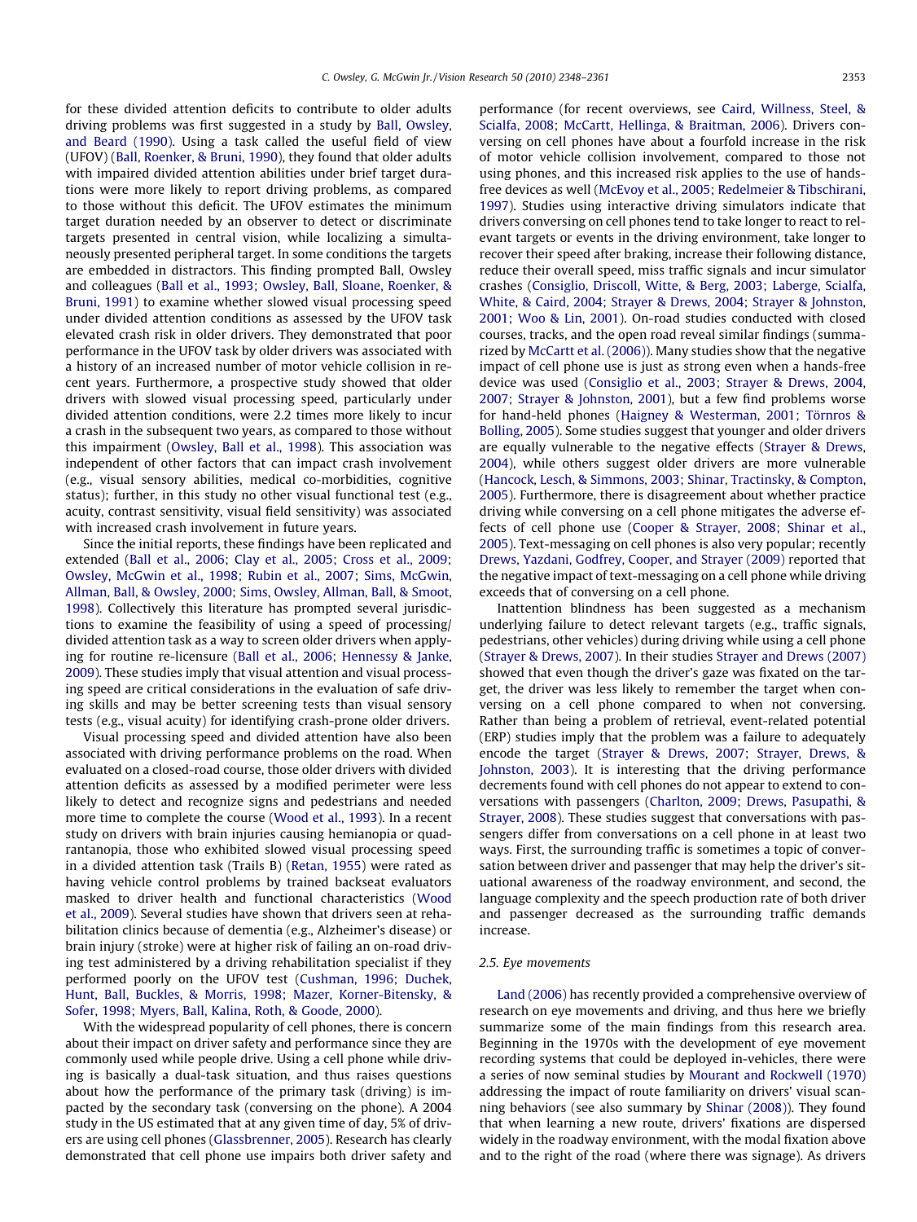for these divided attention deficits to contribute to older adults driving problems was first suggested in a study by Ball, Owsley, and Beard (1990). Using a task called the useful field of view (UFOV) (Ball, Roenker, & Bruni, 1990), they found that older adults with impaired divided attention abilities under brief target durations were more likely to report driving problems, as compared to those without this deficit. The UFOV estimates the minimum target duration needed by an observer to detect or discriminate targets presented in central vision, while localizing a simultaneously presented peripheral target. In some conditions the targets are embedded in distractors. This finding prompted Ball, Owsley and colleagues (Ball et al., 1993; Owsley, Ball, Sloane, Roenker, & Bruni, 1991) to examine whether slowed visual processing speed under divided attention conditions as assessed by the UFOV task elevated crash risk in older drivers. They demonstrated that poor performance in the UFOV task by older drivers was associated with a history of an increased number of motor vehicle collision in recent years. Furthermore, a prospective study showed that older drivers with slowed visual processing speed, particularly under divided attention conditions, were 2.2 times more likely to incur a crash in the subsequent two years, as compared to those without this impairment (Owsley, Ball et al., 1998). This association was independent of other factors that can impact crash involvement (e.g., visual sensory abilities, medical co-morbidities, cognitive status); further, in this study no other visual functional test (e.g., acuity, contrast sensitivity, visual field sensitivity) was associated with increased crash involvement in future years.

Since the initial reports, these findings have been replicated and extended (Ball et al., 2006; Clay et al., 2005; Cross et al., 2009; Owsley, McGwin et al., 1998; Rubin et al., 2007; Sims, McGwin, Allman, Ball, & Owsley, 2000; Sims, Owsley, Allman, Ball, & Smoot, 1998). Collectively this literature has prompted several jurisdictions to examine the feasibility of using a speed of processing/divided attention task as a way to screen older drivers when applying for routine re-licensure (Ball et al., 2006; Hennessy & Janke, 2009). These studies imply that visual attention and visual processing speed are critical considerations in the evaluation of safe driving skills and may be better screening tests than visual sensory tests (e.g., visual acuity) for identifying crash-prone older drivers.

Visual processing speed and divided attention have also been associated with driving performance problems on the road. When evaluated on a closed-road course, those older drivers with divided attention deficits as assessed by a modified perimeter were less likely to detect and recognize signs and pedestrians and needed more time to complete the course (Wood et al., 1993). In a recent study on drivers with brain injuries causing hemianopia or quadrantanopia, those who exhibited slowed visual processing speed in a divided attention task (Trails B) (Retan, 1955) were rated as having vehicle control problems by trained backseat evaluators masked to driver health and functional characteristics (Wood et al., 2009). Several studies have shown that drivers seen at rehabilitation clinics because of dementia (e.g., Alzheimer's disease) or brain injury (stroke) were at higher risk of failing an on-road driving test administered by a driving rehabilitation specialist if they performed poorly on the UFOV test (Cushman, 1996; Duchek, Hunt, Ball, Buckles, & Morris, 1998; Mazer, Korner-Bitensky, & Sofer, 1998; Myers, Ball, Kalina, Roth, & Goode, 2000).

With the widespread popularity of cell phones, there is concern about their impact on driver safety and performance since they are commonly used while people drive. Using a cell phone while driving is basically a dual-task situation, and thus raises questions about how the performance of the primary task (driving) is impacted by the secondary task (conversing on the phone). A 2004 study in the US estimated that at any given time of day, 5% of drivers are using cell phones (Glassbrenner, 2005). Research has clearly demonstrated that cell phone use impairs both driver safety and performance (for recent overviews, see Caird, Willness, Steel, & Scialfa, 2008; McCartt, Hellinga, & Braitman, 2006). Drivers conversing on cell phones have about a fourfold increase in the risk of motor vehicle collision involvement, compared to those not using phones, and this increased risk applies to the use of hands-free devices as well (McEvoy et al., 2005; Redelmeier & Tibschirani, 1997). Studies using interactive driving simulators indicate that drivers conversing on cell phones tend to take longer to react to relevant targets or events in the driving environment, take longer to recover their speed after braking, increase their following distance, reduce their overall speed, miss traffic signals and incur simulator crashes (Consiglio, Driscoll, Witte, & Berg, 2003; Laberge, Scialfa, White, & Caird, 2004; Strayer & Drews, 2004; Strayer & Johnston, 2001; Woo & Lin, 2001). On-road studies conducted with closed courses, tracks, and the open road reveal similar findings (summarized by McCartt et al. (2006)). Many studies show that the negative impact of cell phone use is just as strong even when a hands-free device was used (Consiglio et al., 2003; Strayer & Drews, 2004, 2007; Strayer & Johnston, 2001), but a few find problems worse for hand-held phones (Haigney & Westerman, 2001; Törnros & Bolling, 2005). Some studies suggest that younger and older drivers are equally vulnerable to the negative effects (Strayer & Drews, 2004), while others suggest older drivers are more vulnerable (Hancock, Lesch, & Simmons, 2003; Shinar, Tractinsky, & Compton, 2005). Furthermore, there is disagreement about whether practice driving while conversing on a cell phone mitigates the adverse effects of cell phone use (Cooper & Strayer, 2008; Shinar et al., 2005). Text-messaging on cell phones is also very popular; recently Drews, Yazdani, Godfrey, Cooper, and Strayer (2009) reported that the negative impact of text-messaging on a cell phone while driving exceeds that of conversing on a cell phone.

Inattention blindness has been suggested as a mechanism underlying failure to detect relevant targets (e.g., traffic signals, pedestrians, other vehicles) during driving while using a cell phone (Strayer & Drews, 2007). In their studies Strayer and Drews (2007) showed that even though the driver's gaze was fixated on the target, the driver was less likely to remember the target when conversing on a cell phone compared to when not conversing. Rather than being a problem of retrieval, event-related potential (ERP) studies imply that the problem was a failure to adequately encode the target (Strayer & Drews, 2007; Strayer, Drews, & Johnston, 2003). It is interesting that the driving performance decrements found with cell phones do not appear to extend to conversations with passengers (Charlton, 2009; Drews, Pasupathi, & Strayer, 2008). These studies suggest that conversations with passengers differ from conversations on a cell phone in at least two ways. First, the surrounding traffic is sometimes a topic of conversation between driver and passenger that may help the driver's situational awareness of the roadway environment, and second, the language complexity and the speech production rate of both driver and passenger decreased as the surrounding traffic demands increase.

### 2.5. Eye movements

Land (2006) has recently provided a comprehensive overview of research on eye movements and driving, and thus here we briefly summarize some of the main findings from this research area. Beginning in the 1970s with the development of eye movement recording systems that could be deployed in-vehicles, there were a series of now seminal studies by Mourant and Rockwell (1970) addressing the impact of route familiarity on drivers' visual scanning behaviors (see also summary by Shinar (2008)). They found that when learning a new route, drivers' fixations are dispersed widely in the roadway environment, with the modal fixation above and to the right of the road (where there was signage). As drivers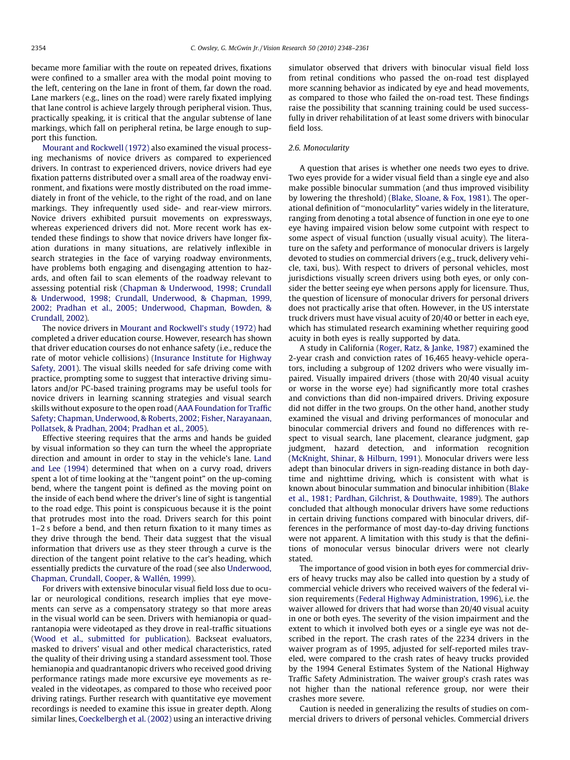became more familiar with the route on repeated drives, fixations were confined to a smaller area with the modal point moving to the left, centering on the lane in front of them, far down the road. Lane markers (e.g., lines on the road) were rarely fixated implying that lane control is achieve largely through peripheral vision. Thus, practically speaking, it is critical that the angular subtense of lane markings, which fall on peripheral retina, be large enough to support this function.

Mourant and Rockwell (1972) also examined the visual processing mechanisms of novice drivers as compared to experienced drivers. In contrast to experienced drivers, novice drivers had eye fixation patterns distributed over a small area of the roadway environment, and fixations were mostly distributed on the road immediately in front of the vehicle, to the right of the road, and on lane markings. They infrequently used side- and rear-view mirrors. Novice drivers exhibited pursuit movements on expressways, whereas experienced drivers did not. More recent work has extended these findings to show that novice drivers have longer fixation durations in many situations, are relatively inflexible in search strategies in the face of varying roadway environments, have problems both engaging and disengaging attention to hazards, and often fail to scan elements of the roadway relevant to assessing potential risk (Chapman & Underwood, 1998; Crundall & Underwood, 1998; Crundall, Underwood, & Chapman, 1999, 2002; Pradhan et al., 2005; Underwood, Chapman, Bowden, & Crundall, 2002).

The novice drivers in Mourant and Rockwell's study (1972) had completed a driver education course. However, research has shown that driver education courses do not enhance safety (i.e., reduce the rate of motor vehicle collisions) (Insurance Institute for Highway Safety, 2001). The visual skills needed for safe driving come with practice, prompting some to suggest that interactive driving simulators and/or PC-based training programs may be useful tools for novice drivers in learning scanning strategies and visual search skills without exposure to the open road (AAA Foundation for Traffic Safety; Chapman, Underwood, & Roberts, 2002; Fisher, Narayanaan, Pollatsek, & Pradhan, 2004; Pradhan et al., 2005).

Effective steering requires that the arms and hands be guided by visual information so they can turn the wheel the appropriate direction and amount in order to stay in the vehicle's lane. Land and Lee (1994) determined that when on a curvy road, drivers spent a lot of time looking at the "tangent point" on the up-coming bend, where the tangent point is defined as the moving point on the inside of each bend where the driver's line of sight is tangential to the road edge. This point is conspicuous because it is the point that protrudes most into the road. Drivers search for this point 1–2 s before a bend, and then return fixation to it many times as they drive through the bend. Their data suggest that the visual information that drivers use as they steer through a curve is the direction of the tangent point relative to the car's heading, which essentially predicts the curvature of the road (see also Underwood, Chapman, Crundall, Cooper, & Wallén, 1999).

For drivers with extensive binocular visual field loss due to ocular or neurological conditions, research implies that eye movements can serve as a compensatory strategy so that more areas in the visual world can be seen. Drivers with hemianopia or quadrantanopia were videotaped as they drove in real-traffic situations (Wood et al., submitted for publication). Backseat evaluators, masked to drivers' visual and other medical characteristics, rated the quality of their driving using a standard assessment tool. Those hemianopia and quadrantanopic drivers who received good driving performance ratings made more excursive eye movements as revealed in the videotapes, as compared to those who received poor driving ratings. Further research with quantitative eye movement recordings is needed to examine this issue in greater depth. Along similar lines, Coeckelbergh et al. (2002) using an interactive driving simulator observed that drivers with binocular visual field loss from retinal conditions who passed the on-road test displayed more scanning behavior as indicated by eye and head movements, as compared to those who failed the on-road test. These findings raise the possibility that scanning training could be used successfully in driver rehabilitation of at least some drivers with binocular field loss.

### 2.6. Monocularity

A question that arises is whether one needs two eyes to drive. Two eyes provide for a wider visual field than a single eye and also make possible binocular summation (and thus improved visibility by lowering the threshold) (Blake, Sloane, & Fox, 1981). The operational definition of "monocularity" varies widely in the literature, ranging from denoting a total absence of function in one eye to one eye having impaired vision below some cutpoint with respect to some aspect of visual function (usually visual acuity). The literature on the safety and performance of monocular drivers is largely devoted to studies on commercial drivers (e.g., truck, delivery vehicle, taxi, bus). With respect to drivers of personal vehicles, most jurisdictions visually screen drivers using both eyes, or only consider the better seeing eye when persons apply for licensure. Thus, the question of licensure of monocular drivers for personal drivers does not practically arise that often. However, in the US interstate truck drivers must have visual acuity of 20/40 or better in each eye, which has stimulated research examining whether requiring good acuity in both eyes is really supported by data.

A study in California (Roger, Ratz, & Janke, 1987) examined the 2-year crash and conviction rates of 16,465 heavy-vehicle operators, including a subgroup of 1202 drivers who were visually impaired. Visually impaired drivers (those with 20/40 visual acuity or worse in the worse eye) had significantly more total crashes and convictions than did non-impaired drivers. Driving exposure did not differ in the two groups. On the other hand, another study examined the visual and driving performances of monocular and binocular commercial drivers and found no differences with respect to visual search, lane placement, clearance judgment, gap judgment, hazard detection, and information recognition (McKnight, Shinar, & Hilburn, 1991). Monocular drivers were less adept than binocular drivers in sign-reading distance in both daytime and nighttime driving, which is consistent with what is known about binocular summation and binocular inhibition (Blake et al., 1981; Pardhan, Gilchrist, & Douthwaite, 1989). The authors concluded that although monocular drivers have some reductions in certain driving functions compared with binocular drivers, differences in the performance of most day-to-day driving functions were not apparent. A limitation with this study is that the definitions of monocular versus binocular drivers were not clearly stated.

The importance of good vision in both eyes for commercial drivers of heavy trucks may also be called into question by a study of commercial vehicle drivers who received waivers of the federal vision requirements (Federal Highway Administration, 1996), i.e. the waiver allowed for drivers that had worse than 20/40 visual acuity in one or both eyes. The severity of the vision impairment and the extent to which it involved both eyes or a single eye was not described in the report. The crash rates of the 2234 drivers in the waiver program as of 1995, adjusted for self-reported miles traveled, were compared to the crash rates of heavy trucks provided by the 1994 General Estimates System of the National Highway Traffic Safety Administration. The waiver group's crash rates was not higher than the national reference group, nor were their crashes more severe.

Caution is needed in generalizing the results of studies on commercial drivers to drivers of personal vehicles. Commercial drivers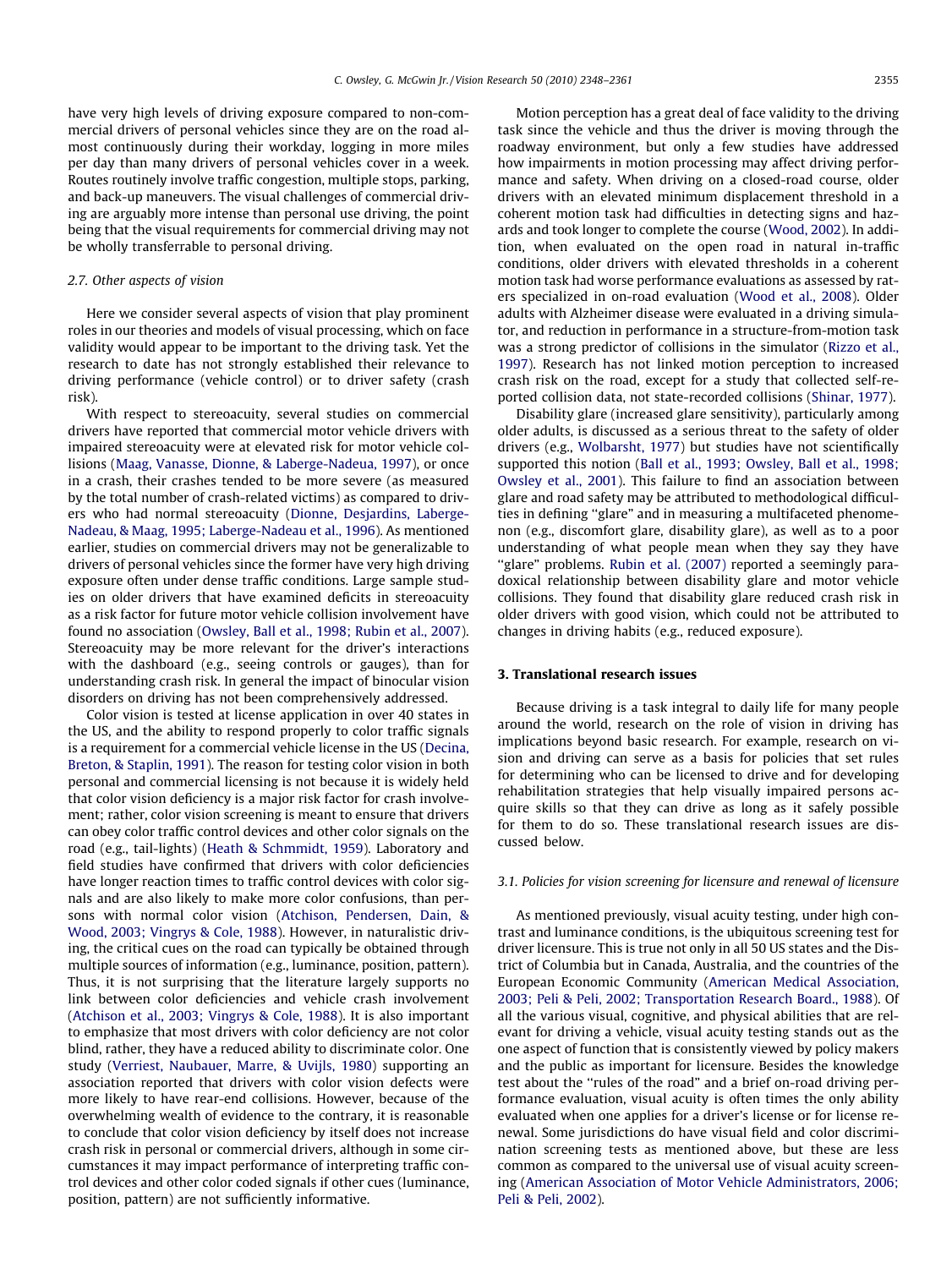have very high levels of driving exposure compared to non-commercial drivers of personal vehicles since they are on the road almost continuously during their workday, logging in more miles per day than many drivers of personal vehicles cover in a week. Routes routinely involve traffic congestion, multiple stops, parking, and back-up maneuvers. The visual challenges of commercial driving are arguably more intense than personal use driving, the point being that the visual requirements for commercial driving may not be wholly transferrable to personal driving.

### 2.7. Other aspects of vision

Here we consider several aspects of vision that play prominent roles in our theories and models of visual processing, which on face validity would appear to be important to the driving task. Yet the research to date has not strongly established their relevance to driving performance (vehicle control) or to driver safety (crash risk).

With respect to stereoacuity, several studies on commercial drivers have reported that commercial motor vehicle drivers with impaired stereoacuity were at elevated risk for motor vehicle collisions (Maag, Vanasse, Dionne, & Laberge-Nadeua, 1997), or once in a crash, their crashes tended to be more severe (as measured by the total number of crash-related victims) as compared to drivers who had normal stereoacuity (Dionne, Desjardins, Laberge-Nadeau, & Maag, 1995; Laberge-Nadeau et al., 1996). As mentioned earlier, studies on commercial drivers may not be generalizable to drivers of personal vehicles since the former have very high driving exposure often under dense traffic conditions. Large sample studies on older drivers that have examined deficits in stereoacuity as a risk factor for future motor vehicle collision involvement have found no association (Owsley, Ball et al., 1998; Rubin et al., 2007). Stereoacuity may be more relevant for the driver's interactions with the dashboard (e.g., seeing controls or gauges), than for understanding crash risk. In general the impact of binocular vision disorders on driving has not been comprehensively addressed.

Color vision is tested at license application in over 40 states in the US, and the ability to respond properly to color traffic signals is a requirement for a commercial vehicle license in the US (Decina, Breton, & Staplin, 1991). The reason for testing color vision in both personal and commercial licensing is not because it is widely held that color vision deficiency is a major risk factor for crash involvement; rather, color vision screening is meant to ensure that drivers can obey color traffic control devices and other color signals on the road (e.g., tail-lights) (Heath & Schmmidt, 1959). Laboratory and field studies have confirmed that drivers with color deficiencies have longer reaction times to traffic control devices with color signals and are also likely to make more color confusions, than persons with normal color vision (Atchison, Pendersen, Dain, & Wood, 2003; Vingrys & Cole, 1988). However, in naturalistic driving, the critical cues on the road can typically be obtained through multiple sources of information (e.g., luminance, position, pattern). Thus, it is not surprising that the literature largely supports no link between color deficiencies and vehicle crash involvement (Atchison et al., 2003; Vingrys & Cole, 1988). It is also important to emphasize that most drivers with color deficiency are not color blind, rather, they have a reduced ability to discriminate color. One study (Verriest, Naubauer, Marre, & Uvijls, 1980) supporting an association reported that drivers with color vision defects were more likely to have rear-end collisions. However, because of the overwhelming wealth of evidence to the contrary, it is reasonable to conclude that color vision deficiency by itself does not increase crash risk in personal or commercial drivers, although in some circumstances it may impact performance of interpreting traffic control devices and other color coded signals if other cues (luminance, position, pattern) are not sufficiently informative.

Motion perception has a great deal of face validity to the driving task since the vehicle and thus the driver is moving through the roadway environment, but only a few studies have addressed how impairments in motion processing may affect driving performance and safety. When driving on a closed-road course, older drivers with an elevated minimum displacement threshold in a coherent motion task had difficulties in detecting signs and hazards and took longer to complete the course (Wood, 2002). In addition, when evaluated on the open road in natural in-traffic conditions, older drivers with elevated thresholds in a coherent motion task had worse performance evaluations as assessed by raters specialized in on-road evaluation (Wood et al., 2008). Older adults with Alzheimer disease were evaluated in a driving simulator, and reduction in performance in a structure-from-motion task was a strong predictor of collisions in the simulator (Rizzo et al., 1997). Research has not linked motion perception to increased crash risk on the road, except for a study that collected self-reported collision data, not state-recorded collisions (Shinar, 1977).

Disability glare (increased glare sensitivity), particularly among older adults, is discussed as a serious threat to the safety of older drivers (e.g., Wolbarsht, 1977) but studies have not scientifically supported this notion (Ball et al., 1993; Owsley, Ball et al., 1998; Owsley et al., 2001). This failure to find an association between glare and road safety may be attributed to methodological difficulties in defining "glare" and in measuring a multifaceted phenomenon (e.g., discomfort glare, disability glare), as well as to a poor understanding of what people mean when they say they have "glare" problems. Rubin et al. (2007) reported a seemingly paradoxical relationship between disability glare and motor vehicle collisions. They found that disability glare reduced crash risk in older drivers with good vision, which could not be attributed to changes in driving habits (e.g., reduced exposure).

## 3. Translational research issues

Because driving is a task integral to daily life for many people around the world, research on the role of vision in driving has implications beyond basic research. For example, research on vision and driving can serve as a basis for policies that set rules for determining who can be licensed to drive and for developing rehabilitation strategies that help visually impaired persons acquire skills so that they can drive as long as it safely possible for them to do so. These translational research issues are discussed below.

### 3.1. Policies for vision screening for licensure and renewal of licensure

As mentioned previously, visual acuity testing, under high contrast and luminance conditions, is the ubiquitous screening test for driver licensure. This is true not only in all 50 US states and the District of Columbia but in Canada, Australia, and the countries of the European Economic Community (American Medical Association, 2003; Peli & Peli, 2002; Transportation Research Board., 1988). Of all the various visual, cognitive, and physical abilities that are relevant for driving a vehicle, visual acuity testing stands out as the one aspect of function that is consistently viewed by policy makers and the public as important for licensure. Besides the knowledge test about the "rules of the road" and a brief on-road driving performance evaluation, visual acuity is often times the only ability evaluated when one applies for a driver's license or for license renewal. Some jurisdictions do have visual field and color discrimination screening tests as mentioned above, but these are less common as compared to the universal use of visual acuity screening (American Association of Motor Vehicle Administrators, 2006; Peli & Peli, 2002).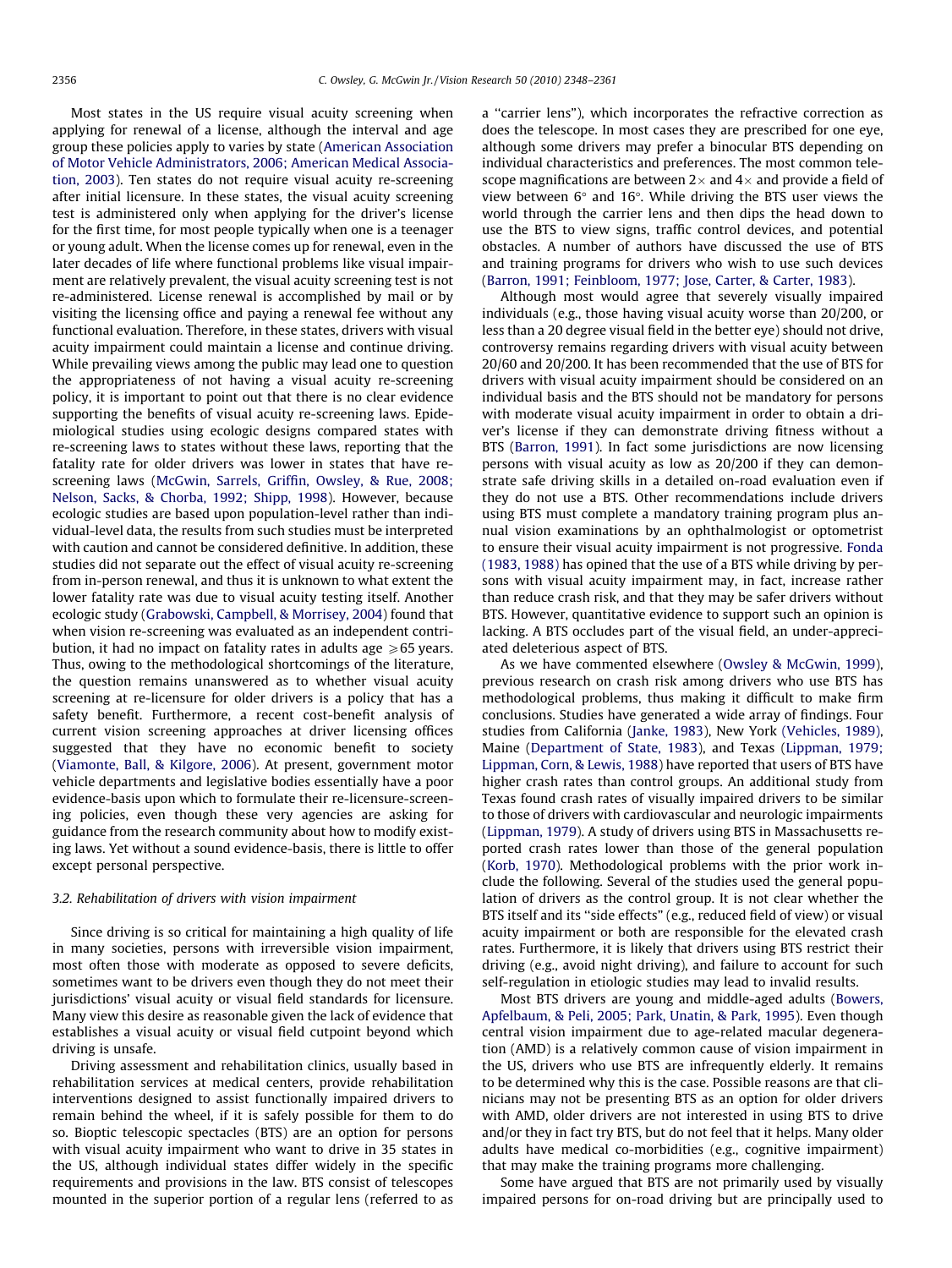Most states in the US require visual acuity screening when applying for renewal of a license, although the interval and age group these policies apply to varies by state (American Association of Motor Vehicle Administrators, 2006; American Medical Association, 2003). Ten states do not require visual acuity re-screening after initial licensure. In these states, the visual acuity screening test is administered only when applying for the driver's license for the first time, for most people typically when one is a teenager or young adult. When the license comes up for renewal, even in the later decades of life where functional problems like visual impairment are relatively prevalent, the visual acuity screening test is not re-administered. License renewal is accomplished by mail or by visiting the licensing office and paying a renewal fee without any functional evaluation. Therefore, in these states, drivers with visual acuity impairment could maintain a license and continue driving. While prevailing views among the public may lead one to question the appropriateness of not having a visual acuity re-screening policy, it is important to point out that there is no clear evidence supporting the benefits of visual acuity re-screening laws. Epidemiological studies using ecologic designs compared states with re-screening laws to states without these laws, reporting that the fatality rate for older drivers was lower in states that have re-screening laws (McGwin, Sarrels, Griffin, Owsley, & Rue, 2008; Nelson, Sacks, & Chorba, 1992; Shipp, 1998). However, because ecologic studies are based upon population-level rather than individual-level data, the results from such studies must be interpreted with caution and cannot be considered definitive. In addition, these studies did not separate out the effect of visual acuity re-screening from in-person renewal, and thus it is unknown to what extent the lower fatality rate was due to visual acuity testing itself. Another ecologic study (Grabowski, Campbell, & Morrisey, 2004) found that when vision re-screening was evaluated as an independent contribution, it had no impact on fatality rates in adults age $\geqslant 65$ years. Thus, owing to the methodological shortcomings of the literature, the question remains unanswered as to whether visual acuity screening at re-licensure for older drivers is a policy that has a safety benefit. Furthermore, a recent cost-benefit analysis of current vision screening approaches at driver licensing offices suggested that they have no economic benefit to society (Viamonte, Ball, & Kilgore, 2006). At present, government motor vehicle departments and legislative bodies essentially have a poor evidence-basis upon which to formulate their re-licensure-screening policies, even though these very agencies are asking for guidance from the research community about how to modify existing laws. Yet without a sound evidence-basis, there is little to offer except personal perspective.

### 3.2. Rehabilitation of drivers with vision impairment

Since driving is so critical for maintaining a high quality of life in many societies, persons with irreversible vision impairment, most often those with moderate as opposed to severe deficits, sometimes want to be drivers even though they do not meet their jurisdictions' visual acuity or visual field standards for licensure. Many view this desire as reasonable given the lack of evidence that establishes a visual acuity or visual field cutpoint beyond which driving is unsafe.

Driving assessment and rehabilitation clinics, usually based in rehabilitation services at medical centers, provide rehabilitation interventions designed to assist functionally impaired drivers to remain behind the wheel, if it is safely possible for them to do so. Bioptic telescopic spectacles (BTS) are an option for persons with visual acuity impairment who want to drive in 35 states in the US, although individual states differ widely in the specific requirements and provisions in the law. BTS consist of telescopes mounted in the superior portion of a regular lens (referred to as a "carrier lens"), which incorporates the refractive correction as does the telescope. In most cases they are prescribed for one eye, although some drivers may prefer a binocular BTS depending on individual characteristics and preferences. The most common telescope magnifications are between $2\times$ and $4\times$ and provide a field of view between 6° and 16°. While driving the BTS user views the world through the carrier lens and then dips the head down to use the BTS to view signs, traffic control devices, and potential obstacles. A number of authors have discussed the use of BTS and training programs for drivers who wish to use such devices (Barron, 1991; Feinbloom, 1977; Jose, Carter, & Carter, 1983).

Although most would agree that severely visually impaired individuals (e.g., those having visual acuity worse than 20/200, or less than a 20 degree visual field in the better eye) should not drive, controversy remains regarding drivers with visual acuity between 20/60 and 20/200. It has been recommended that the use of BTS for drivers with visual acuity impairment should be considered on an individual basis and the BTS should not be mandatory for persons with moderate visual acuity impairment in order to obtain a driver's license if they can demonstrate driving fitness without a BTS (Barron, 1991). In fact some jurisdictions are now licensing persons with visual acuity as low as 20/200 if they can demonstrate safe driving skills in a detailed on-road evaluation even if they do not use a BTS. Other recommendations include drivers using BTS must complete a mandatory training program plus annual vision examinations by an ophthalmologist or optometrist to ensure their visual acuity impairment is not progressive. Fonda (1983, 1988) has opined that the use of a BTS while driving by persons with visual acuity impairment may, in fact, increase rather than reduce crash risk, and that they may be safer drivers without BTS. However, quantitative evidence to support such an opinion is lacking. A BTS occludes part of the visual field, an under-appreciated deleterious aspect of BTS.

As we have commented elsewhere (Owsley & McGwin, 1999), previous research on crash risk among drivers who use BTS has methodological problems, thus making it difficult to make firm conclusions. Studies have generated a wide array of findings. Four studies from California (Janke, 1983), New York (Vehicles, 1989), Maine (Department of State, 1983), and Texas (Lippman, 1979; Lippman, Corn, & Lewis, 1988) have reported that users of BTS have higher crash rates than control groups. An additional study from Texas found crash rates of visually impaired drivers to be similar to those of drivers with cardiovascular and neurologic impairments (Lippman, 1979). A study of drivers using BTS in Massachusetts reported crash rates lower than those of the general population (Korb, 1970). Methodological problems with the prior work include the following. Several of the studies used the general population of drivers as the control group. It is not clear whether the BTS itself and its "side effects" (e.g., reduced field of view) or visual acuity impairment or both are responsible for the elevated crash rates. Furthermore, it is likely that drivers using BTS restrict their driving (e.g., avoid night driving), and failure to account for such self-regulation in etiologic studies may lead to invalid results.

Most BTS drivers are young and middle-aged adults (Bowers, Apfelbaum, & Peli, 2005; Park, Unatin, & Park, 1995). Even though central vision impairment due to age-related macular degeneration (AMD) is a relatively common cause of vision impairment in the US, drivers who use BTS are infrequently elderly. It remains to be determined why this is the case. Possible reasons are that clinicians may not be presenting BTS as an option for older drivers with AMD, older drivers are not interested in using BTS to drive and/or they in fact try BTS, but do not feel that it helps. Many older adults have medical co-morbidities (e.g., cognitive impairment) that may make the training programs more challenging.

Some have argued that BTS are not primarily used by visually impaired persons for on-road driving but are principally used to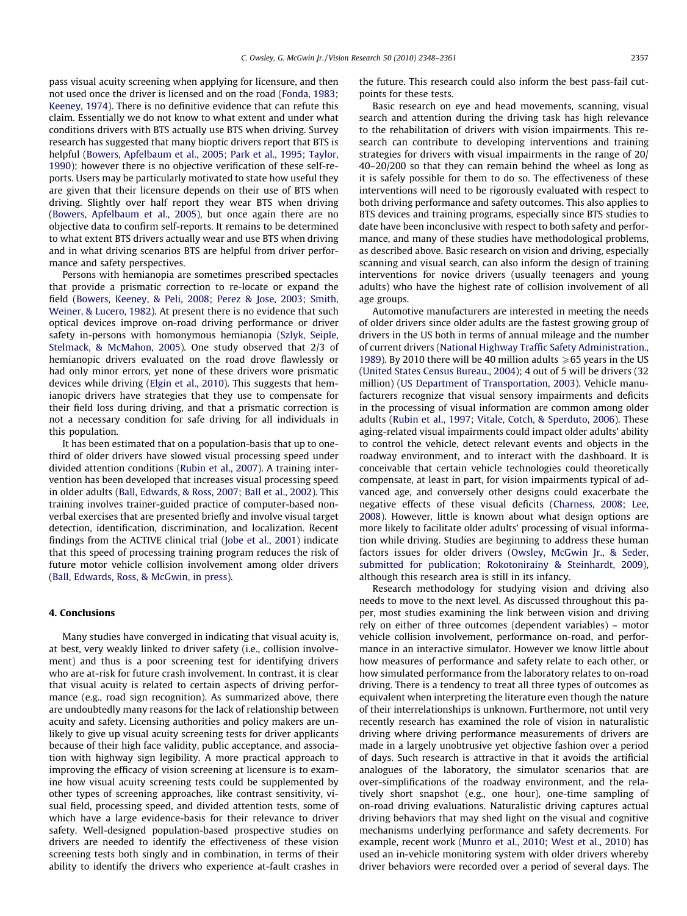pass visual acuity screening when applying for licensure, and then not used once the driver is licensed and on the road (Fonda, 1983; Keeney, 1974). There is no definitive evidence that can refute this claim. Essentially we do not know to what extent and under what conditions drivers with BTS actually use BTS when driving. Survey research has suggested that many bioptic drivers report that BTS is helpful (Bowers, Apfelbaum et al., 2005; Park et al., 1995; Taylor, 1990); however there is no objective verification of these self-reports. Users may be particularly motivated to state how useful they are given that their licensure depends on their use of BTS when driving. Slightly over half report they wear BTS when driving (Bowers, Apfelbaum et al., 2005), but once again there are no objective data to confirm self-reports. It remains to be determined to what extent BTS drivers actually wear and use BTS when driving and in what driving scenarios BTS are helpful from driver performance and safety perspectives.

Persons with hemianopia are sometimes prescribed spectacles that provide a prismatic correction to re-locate or expand the field (Bowers, Keeney, & Peli, 2008; Perez & Jose, 2003; Smith, Weiner, & Lucero, 1982). At present there is no evidence that such optical devices improve on-road driving performance or driver safety in-persons with homonymous hemianopia (Szlyk, Seiple, Stelmack, & McMahon, 2005). One study observed that 2/3 of hemianopic drivers evaluated on the road drove flawlessly or had only minor errors, yet none of these drivers wore prismatic devices while driving (Elgin et al., 2010). This suggests that hemianopic drivers have strategies that they use to compensate for their field loss during driving, and that a prismatic correction is not a necessary condition for safe driving for all individuals in this population.

It has been estimated that on a population-basis that up to one-third of older drivers have slowed visual processing speed under divided attention conditions (Rubin et al., 2007). A training intervention has been developed that increases visual processing speed in older adults (Ball, Edwards, & Ross, 2007; Ball et al., 2002). This training involves trainer-guided practice of computer-based non-verbal exercises that are presented briefly and involve visual target detection, identification, discrimination, and localization. Recent findings from the ACTIVE clinical trial (Jobe et al., 2001) indicate that this speed of processing training program reduces the risk of future motor vehicle collision involvement among older drivers (Ball, Edwards, Ross, & McGwin, in press).

## 4. Conclusions

Many studies have converged in indicating that visual acuity is, at best, very weakly linked to driver safety (i.e., collision involvement) and thus is a poor screening test for identifying drivers who are at-risk for future crash involvement. In contrast, it is clear that visual acuity is related to certain aspects of driving performance (e.g., road sign recognition). As summarized above, there are undoubtedly many reasons for the lack of relationship between acuity and safety. Licensing authorities and policy makers are unlikely to give up visual acuity screening tests for driver applicants because of their high face validity, public acceptance, and association with highway sign legibility. A more practical approach to improving the efficacy of vision screening at licensure is to examine how visual acuity screening tests could be supplemented by other types of screening approaches, like contrast sensitivity, visual field, processing speed, and divided attention tests, some of which have a large evidence-basis for their relevance to driver safety. Well-designed population-based prospective studies on drivers are needed to identify the effectiveness of these vision screening tests both singly and in combination, in terms of their ability to identify the drivers who experience at-fault crashes in the future. This research could also inform the best pass-fail cutpoints for these tests.

Basic research on eye and head movements, scanning, visual search and attention during the driving task has high relevance to the rehabilitation of drivers with vision impairments. This research can contribute to developing interventions and training strategies for drivers with visual impairments in the range of 20/40–20/200 so that they can remain behind the wheel as long as it is safely possible for them to do so. The effectiveness of these interventions will need to be rigorously evaluated with respect to both driving performance and safety outcomes. This also applies to BTS devices and training programs, especially since BTS studies to date have been inconclusive with respect to both safety and performance, and many of these studies have methodological problems, as described above. Basic research on vision and driving, especially scanning and visual search, can also inform the design of training interventions for novice drivers (usually teenagers and young adults) who have the highest rate of collision involvement of all age groups.

Automotive manufacturers are interested in meeting the needs of older drivers since older adults are the fastest growing group of drivers in the US both in terms of annual mileage and the number of current drivers (National Highway Traffic Safety Administration., 1989). By 2010 there will be 40 million adults $\geqslant$65 years in the US (United States Census Bureau., 2004); 4 out of 5 will be drivers (32 million) (US Department of Transportation, 2003). Vehicle manufacturers recognize that visual sensory impairments and deficits in the processing of visual information are common among older adults (Rubin et al., 1997; Vitale, Cotch, & Sperduto, 2006). These aging-related visual impairments could impact older adults' ability to control the vehicle, detect relevant events and objects in the roadway environment, and to interact with the dashboard. It is conceivable that certain vehicle technologies could theoretically compensate, at least in part, for vision impairments typical of advanced age, and conversely other designs could exacerbate the negative effects of these visual deficits (Charness, 2008; Lee, 2008). However, little is known about what design options are more likely to facilitate older adults' processing of visual information while driving. Studies are beginning to address these human factors issues for older drivers (Owsley, McGwin Jr., & Seder, submitted for publication; Rokotonirainy & Steinhardt, 2009), although this research area is still in its infancy.

Research methodology for studying vision and driving also needs to move to the next level. As discussed throughout this paper, most studies examining the link between vision and driving rely on either of three outcomes (dependent variables) – motor vehicle collision involvement, performance on-road, and performance in an interactive simulator. However we know little about how measures of performance and safety relate to each other, or how simulated performance from the laboratory relates to on-road driving. There is a tendency to treat all three types of outcomes as equivalent when interpreting the literature even though the nature of their interrelationships is unknown. Furthermore, not until very recently has research examined the role of vision in naturalistic driving where driving performance measurements of drivers are made in a largely unobtrusive yet objective fashion over a period of days. Such research is attractive in that it avoids the artificial analogues of the laboratory, the simulator scenarios that are over-simplifications of the roadway environment, and the relatively short snapshot (e.g., one hour), one-time sampling of on-road driving evaluations. Naturalistic driving captures actual driving behaviors that may shed light on the visual and cognitive mechanisms underlying performance and safety decrements. For example, recent work (Munro et al., 2010; West et al., 2010) has used an in-vehicle monitoring system with older drivers whereby driver behaviors were recorded over a period of several days. The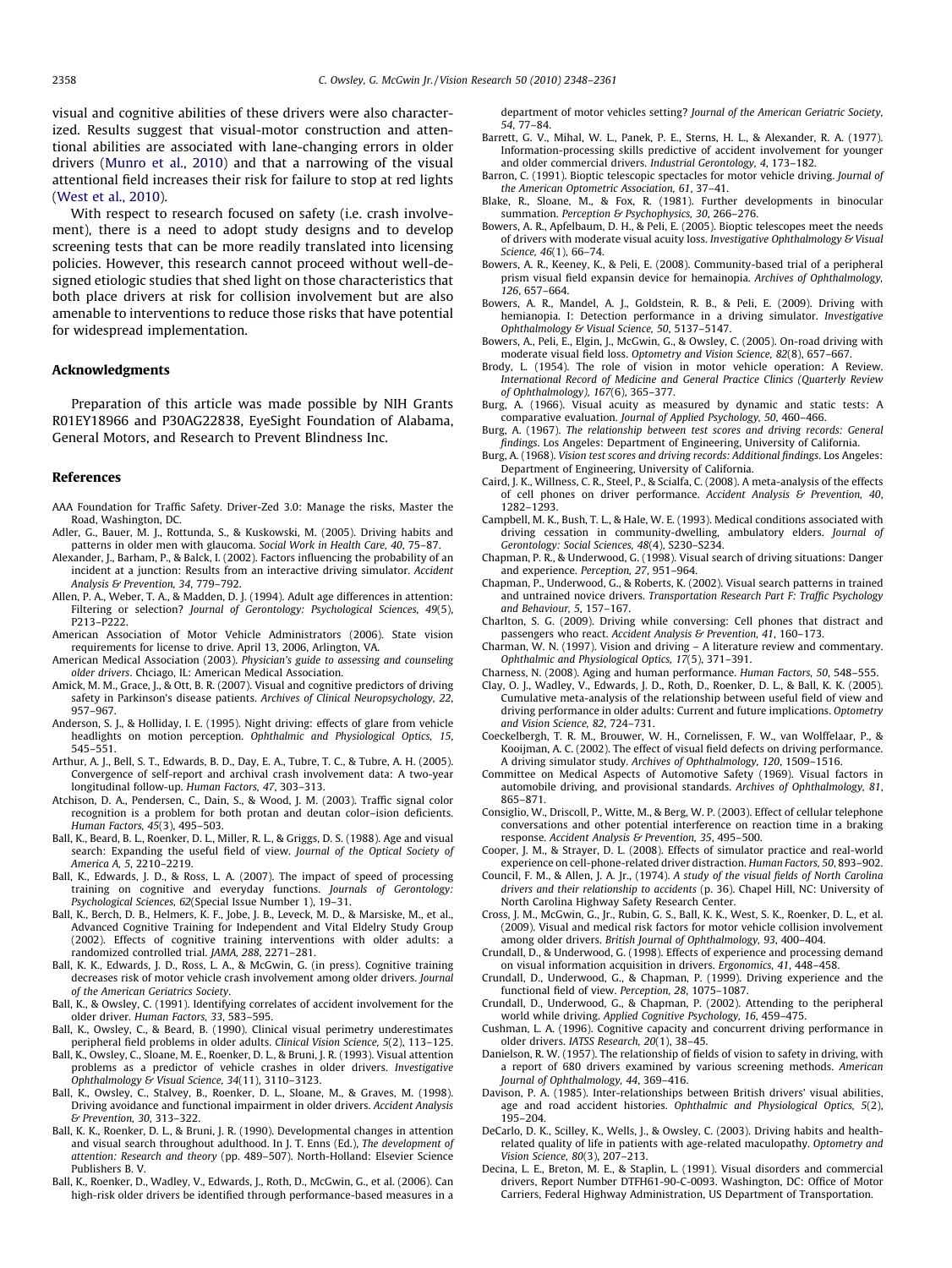visual and cognitive abilities of these drivers were also characterized. Results suggest that visual-motor construction and attentional abilities are associated with lane-changing errors in older drivers (Munro et al., 2010) and that a narrowing of the visual attentional field increases their risk for failure to stop at red lights (West et al., 2010).

With respect to research focused on safety (i.e. crash involvement), there is a need to adopt study designs and to develop screening tests that can be more readily translated into licensing policies. However, this research cannot proceed without well-designed etiologic studies that shed light on those characteristics that both place drivers at risk for collision involvement but are also amenable to interventions to reduce those risks that have potential for widespread implementation.

## Acknowledgments

Preparation of this article was made possible by NIH Grants R01EY18966 and P30AG22838, EyeSight Foundation of Alabama, General Motors, and Research to Prevent Blindness Inc.

## References

AAA Foundation for Traffic Safety. Driver-Zed 3.0: Manage the risks, Master the Road, Washington, DC.

Adler, G., Bauer, M. J., Rottunda, S., & Kuskowski, M. (2005). Driving habits and patterns in older men with glaucoma. *Social Work in Health Care, 40*, 75–87.

Alexander, J., Barham, P., & Balck, I. (2002). Factors influencing the probability of an incident at a junction: Results from an interactive driving simulator. *Accident Analysis & Prevention, 34*, 779–792.

Allen, P. A., Weber, T. A., & Madden, D. J. (1994). Adult age differences in attention: Filtering or selection? *Journal of Gerontology: Psychological Sciences, 49*(5), P213–P222.

American Association of Motor Vehicle Administrators (2006). State vision requirements for license to drive. April 13, 2006, Arlington, VA.

American Medical Association (2003). *Physician's guide to assessing and counseling older drivers*. Chciago, IL: American Medical Association.

Amick, M. M., Grace, J., & Ott, B. R. (2007). Visual and cognitive predictors of driving safety in Parkinson's disease patients. *Archives of Clinical Neuropsychology, 22*, 957–967.

Anderson, S. J., & Holliday, I. E. (1995). Night driving: effects of glare from vehicle headlights on motion perception. *Ophthalmic and Physiological Optics, 15*, 545–551.

Arthur, A. J., Bell, S. T., Edwards, B. D., Day, E. A., Tubre, T. C., & Tubre, A. H. (2005). Convergence of self-report and archival crash involvement data: A two-year longitudinal follow-up. *Human Factors, 47*, 303–313.

Atchison, D. A., Pendersen, C., Dain, S., & Wood, J. M. (2003). Traffic signal color recognition is a problem for both protan and deutan color–ision deficients. *Human Factors, 45*(3), 495–503.

Ball, K., Beard, B. L., Roenker, D. L., Miller, R. L., & Griggs, D. S. (1988). Age and visual search: Expanding the useful field of view. *Journal of the Optical Society of America A, 5*, 2210–2219.

Ball, K., Edwards, J. D., & Ross, L. A. (2007). The impact of speed of processing training on cognitive and everyday functions. *Journals of Gerontology: Psychological Sciences, 62*(Special Issue Number 1), 19–31.

Ball, K., Berch, D. B., Helmers, K. F., Jobe, J. B., Leveck, M. D., & Marsiske, M., et al., Advanced Cognitive Training for Independent and Vital Eldelry Study Group (2002). Effects of cognitive training interventions with older adults: a randomized controlled trial. *JAMA, 288*, 2271–281.

Ball, K. K., Edwards, J. D., Ross, L. A., & McGwin, G. (in press). Cognitive training decreases risk of motor vehicle crash involvement among older drivers. *Journal of the American Geriatrics Society*.

Ball, K., & Owsley, C. (1991). Identifying correlates of accident involvement for the older driver. *Human Factors, 33*, 583–595.

Ball, K., Owsley, C., & Beard, B. (1990). Clinical visual perimetry underestimates peripheral field problems in older adults. *Clinical Vision Science, 5*(2), 113–125.

Ball, K., Owsley, C., Sloane, M. E., Roenker, D. L., & Bruni, J. R. (1993). Visual attention problems as a predictor of vehicle crashes in older drivers. *Investigative Ophthalmology & Visual Science, 34*(11), 3110–3123.

Ball, K., Owsley, C., Stalvey, B., Roenker, D. L., Sloane, M., & Graves, M. (1998). Driving avoidance and functional impairment in older drivers. *Accident Analysis & Prevention, 30*, 313–322.

Ball, K. K., Roenker, D. L., & Bruni, J. R. (1990). Developmental changes in attention and visual search throughout adulthood. In J. T. Enns (Ed.), *The development of attention: Research and theory* (pp. 489–507). North-Holland: Elsevier Science Publishers B. V.

Ball, K., Roenker, D., Wadley, V., Edwards, J., Roth, D., McGwin, G., et al. (2006). Can high-risk older drivers be identified through performance-based measures in a department of motor vehicles setting? *Journal of the American Geriatric Society, 54*, 77–84.

Barrett, G. V., Mihal, W. L., Panek, P. E., Sterns, H. L., & Alexander, R. A. (1977). Information-processing skills predictive of accident involvement for younger and older commercial drivers. *Industrial Gerontology, 4*, 173–182.

Barron, C. (1991). Bioptic telescopic spectacles for motor vehicle driving. *Journal of the American Optometric Association, 61*, 37–41.

Blake, R., Sloane, M., & Fox, R. (1981). Further developments in binocular summation. *Perception & Psychophysics, 30*, 266–276.

Bowers, A. R., Apfelbaum, D. H., & Peli, E. (2005). Bioptic telescopes meet the needs of drivers with moderate visual acuity loss. *Investigative Ophthalmology & Visual Science, 46*(1), 66–74.

Bowers, A. R., Keeney, K., & Peli, E. (2008). Community-based trial of a peripheral prism visual field expansin device for hemainopia. *Archives of Ophthalmology, 126*, 657–664.

Bowers, A. R., Mandel, A. J., Goldstein, R. B., & Peli, E. (2009). Driving with hemianopia. I: Detection performance in a driving simulator. *Investigative Ophthalmology & Visual Science, 50*, 5137–5147.

Bowers, A., Peli, E., Elgin, J., McGwin, G., & Owsley, C. (2005). On-road driving with moderate visual field loss. *Optometry and Vision Science, 82*(8), 657–667.

Brody, L. (1954). The role of vision in motor vehicle operation: A Review. *International Record of Medicine and General Practice Clinics (Quarterly Review of Ophthalmology), 167*(6), 365–377.

Burg, A. (1966). Visual acuity as measured by dynamic and static tests: A comparative evaluation. *Journal of Applied Psychology, 50*, 460–466.

Burg, A. (1967). *The relationship between test scores and driving records: General findings*. Los Angeles: Department of Engineering, University of California.

Burg, A. (1968). *Vision test scores and driving records: Additional findings*. Los Angeles: Department of Engineering, University of California.

Caird, J. K., Willness, C. R., Steel, P., & Scialfa, C. (2008). A meta-analysis of the effects of cell phones on driver performance. *Accident Analysis & Prevention, 40*, 1282–1293.

Campbell, M. K., Bush, T. L., & Hale, W. E. (1993). Medical conditions associated with driving cessation in community-dwelling, ambulatory elders. *Journal of Gerontology: Social Sciences, 48*(4), S230–S234.

Chapman, P. R., & Underwood, G. (1998). Visual search of driving situations: Danger and experience. *Perception, 27*, 951–964.

Chapman, P., Underwood, G., & Roberts, K. (2002). Visual search patterns in trained and untrained novice drivers. *Transportation Research Part F: Traffic Psychology and Behaviour, 5*, 157–167.

Charlton, S. G. (2009). Driving while conversing: Cell phones that distract and passengers who react. *Accident Analysis & Prevention, 41*, 160–173.

Charman, W. N. (1997). Vision and driving – A literature review and commentary. *Ophthalmic and Physiological Optics, 17*(5), 371–391.

Charness, N. (2008). Aging and human performance. *Human Factors, 50*, 548–555.

Clay, O. J., Wadley, V., Edwards, J. D., Roth, D., Roenker, D. L., & Ball, K. K. (2005). Cumulative meta-analysis of the relationship between useful field of view and driving performance in older adults: Current and future implications. *Optometry and Vision Science, 82*, 724–731.

Coeckelbergh, T. R. M., Brouwer, W. H., Cornelissen, F. W., van Wolffelaar, P., & Kooijman, A. C. (2002). The effect of visual field defects on driving performance. A driving simulator study. *Archives of Ophthalmology, 120*, 1509–1516.

Committee on Medical Aspects of Automotive Safety (1969). Visual factors in automobile driving, and provisional standards. *Archives of Ophthalmology, 81*, 865–871.

Consiglio, W., Driscoll, P., Witte, M., & Berg, W. P. (2003). Effect of cellular telephone conversations and other potential interference on reaction time in a braking response. *Accident Analysis & Prevention, 35*, 495–500.

Cooper, J. M., & Strayer, D. L. (2008). Effects of simulator practice and real-world experience on cell-phone-related driver distraction. *Human Factors, 50*, 893–902.

Council, F. M., & Allen, J. A. Jr., (1974). *A study of the visual fields of North Carolina drivers and their relationship to accidents* (p. 36). Chapel Hill, NC: University of North Carolina Highway Safety Research Center.

Cross, J. M., McGwin, G., Jr., Rubin, G. S., Ball, K. K., West, S. K., Roenker, D. L., et al. (2009). Visual and medical risk factors for motor vehicle collision involvement among older drivers. *British Journal of Ophthalmology, 93*, 400–404.

Crundall, D., & Underwood, G. (1998). Effects of experience and processing demand on visual information acquisition in drivers. *Ergonomics, 41*, 448–458.

Crundall, D., Underwood, G., & Chapman, P. (1999). Driving experience and the functional field of view. *Perception, 28*, 1075–1087.

Crundall, D., Underwood, G., & Chapman, P. (2002). Attending to the peripheral world while driving. *Applied Cognitive Psychology, 16*, 459–475.

Cushman, L. A. (1996). Cognitive capacity and concurrent driving performance in older drivers. *IATSS Research, 20*(1), 38–45.

Danielson, R. W. (1957). The relationship of fields of vision to safety in driving, with a report of 680 drivers examined by various screening methods. *American Journal of Ophthalmology, 44*, 369–416.

Davison, P. A. (1985). Inter-relationships between British drivers' visual abilities, age and road accident histories. *Ophthalmic and Physiological Optics, 5*(2), 195–204.

DeCarlo, D. K., Scilley, K., Wells, J., & Owsley, C. (2003). Driving habits and health-related quality of life in patients with age-related maculopathy. *Optometry and Vision Science, 80*(3), 207–213.

Decina, L. E., Breton, M. E., & Staplin, L. (1991). Visual disorders and commercial drivers, Report Number DTFH61-90-C-0093. Washington, DC: Office of Motor Carriers, Federal Highway Administration, US Department of Transportation.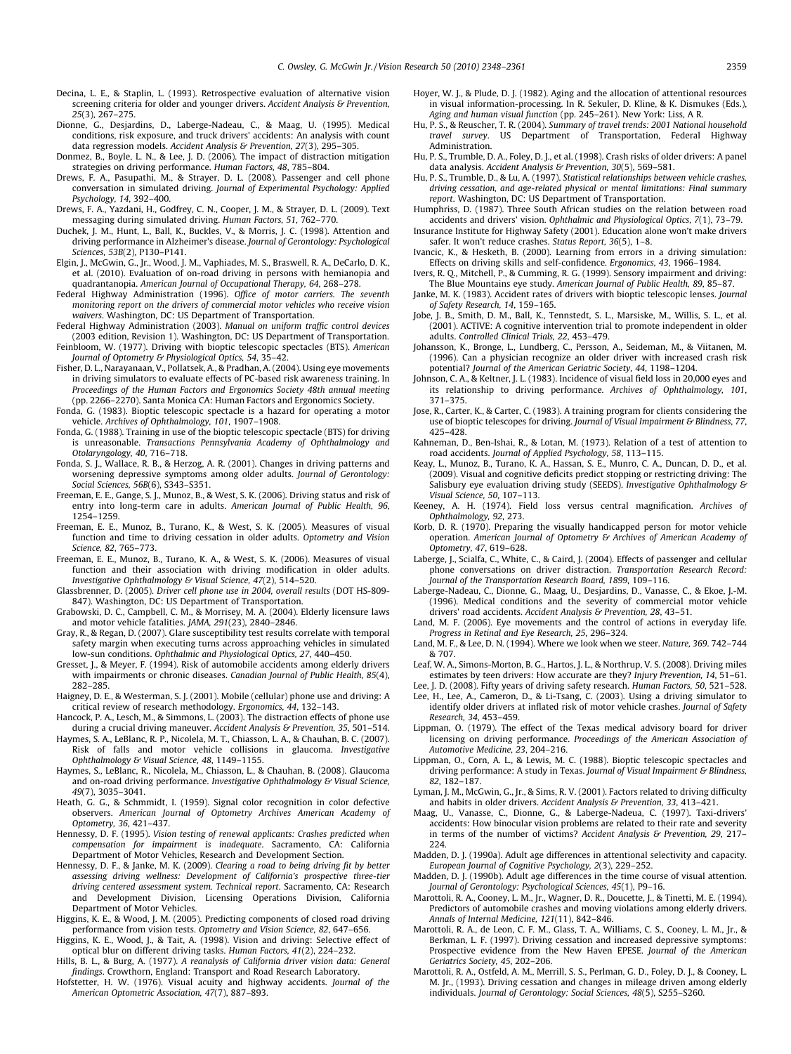Decina, L. E., & Staplin, L. (1993). Retrospective evaluation of alternative vision screening criteria for older and younger drivers. *Accident Analysis & Prevention, 25*(3), 267–275.

Dionne, G., Desjardins, D., Laberge-Nadeau, C., & Maag, U. (1995). Medical conditions, risk exposure, and truck drivers' accidents: An analysis with count data regression models. *Accident Analysis & Prevention, 27*(3), 295–305.

Donmez, B., Boyle, L. N., & Lee, J. D. (2006). The impact of distraction mitigation strategies on driving performance. *Human Factors, 48*, 785–804.

Drews, F. A., Pasupathi, M., & Strayer, D. L. (2008). Passenger and cell phone conversation in simulated driving. *Journal of Experimental Psychology: Applied Psychology, 14*, 392–400.

Drews, F. A., Yazdani, H., Godfrey, C. N., Cooper, J. M., & Strayer, D. L. (2009). Text messaging during simulated driving. *Human Factors, 51*, 762–770.

Duchek, J. M., Hunt, L., Ball, K., Buckles, V., & Morris, J. C. (1998). Attention and driving performance in Alzheimer's disease. *Journal of Gerontology: Psychological Sciences, 53B*(2), P130–P141.

Elgin, J., McGwin, G., Jr., Wood, J. M., Vaphiades, M. S., Braswell, R. A., DeCarlo, D. K., et al. (2010). Evaluation of on-road driving in persons with hemianopia and quadrantanopia. *American Journal of Occupational Therapy, 64*, 268–278.

Federal Highway Administration (1996). *Office of motor carriers. The seventh monitoring report on the drivers of commercial motor vehicles who receive vision waivers*. Washington, DC: US Department of Transportation.

Federal Highway Administration (2003). *Manual on uniform traffic control devices* (2003 edition, Revision 1). Washington, DC: US Department of Transportation.

Feinbloom, W. (1977). Driving with bioptic telescopic spectacles (BTS). *American Journal of Optometry & Physiological Optics, 54*, 35–42.

Fisher, D. L., Narayanaan, V., Pollatsek, A., & Pradhan, A. (2004). Using eye movements in driving simulators to evaluate effects of PC-based risk awareness training. In *Proceedings of the Human Factors and Ergonomics Society 48th annual meeting* (pp. 2266–2270). Santa Monica CA: Human Factors and Ergonomics Society.

Fonda, G. (1983). Bioptic telescopic spectacle is a hazard for operating a motor vehicle. *Archives of Ophthalmology, 101*, 1907–1908.

Fonda, G. (1988). Training in use of the bioptic telescopic spectacle (BTS) for driving is unreasonable. *Transactions Pennsylvania Academy of Ophthalmology and Otolaryngology, 40*, 716–718.

Fonda, S. J., Wallace, R. B., & Herzog, A. R. (2001). Changes in driving patterns and worsening depressive symptoms among older adults. *Journal of Gerontology: Social Sciences, 56B*(6), S343–S351.

Freeman, E. E., Gange, S. J., Munoz, B., & West, S. K. (2006). Driving status and risk of entry into long-term care in adults. *American Journal of Public Health, 96*, 1254–1259.

Freeman, E. E., Munoz, B., Turano, K., & West, S. K. (2005). Measures of visual function and time to driving cessation in older adults. *Optometry and Vision Science, 82*, 765–773.

Freeman, E. E., Munoz, B., Turano, K. A., & West, S. K. (2006). Measures of visual function and their association with driving modification in older adults. *Investigative Ophthalmology & Visual Science, 47*(2), 514–520.

Glassbrenner, D. (2005). *Driver cell phone use in 2004, overall results* (DOT HS-809-847). Washington, DC: US Department of Transportation.

Grabowski, D. C., Campbell, C. M., & Morrisey, M. A. (2004). Elderly licensure laws and motor vehicle fatalities. *JAMA, 291*(23), 2840–2846.

Gray, R., & Regan, D. (2007). Glare susceptibility test results correlate with temporal safety margin when executing turns across approaching vehicles in simulated low-sun conditions. *Ophthalmic and Physiological Optics, 27*, 440–450.

Gresset, J., & Meyer, F. (1994). Risk of automobile accidents among elderly drivers with impairments or chronic diseases. *Canadian Journal of Public Health, 85*(4), 282–285.

Haigney, D. E., & Westerman, S. J. (2001). Mobile (cellular) phone use and driving: A critical review of research methodology. *Ergonomics, 44*, 132–143.

Hancock, P. A., Lesch, M., & Simmons, L. (2003). The distraction effects of phone use during a crucial driving maneuver. *Accident Analysis & Prevention, 35*, 501–514.

Haymes, S. A., LeBlanc, R. P., Nicolela, M. T., Chiasson, L. A., & Chauhan, B. C. (2007). Risk of falls and motor vehicle collisions in glaucoma. *Investigative Ophthalmology & Visual Science, 48*, 1149–1155.

Haymes, S. A., LeBlanc, R., Nicolela, M., Chiasson, L., & Chauhan, B. (2008). Glaucoma and on-road driving performance. *Investigative Ophthalmology & Visual Science, 49*(7), 3035–3041.

Heath, G. G., & Schmmidt, I. (1959). Signal color recognition in color defective observers. *American Journal of Optometry Archives American Academy of Optometry, 36*, 421–437.

Hennessy, D. F. (1995). *Vision testing of renewal applicants: Crashes predicted when compensation for impairment is inadequate*. Sacramento, CA: California Department of Motor Vehicles, Research and Development Section.

Hennessy, D. F., & Janke, M. K. (2009). *Clearing a road to being driving fit by better assessing driving wellness: Development of California's prospective three-tier driving centered assessment system. Technical report*. Sacramento, CA: Research and Development Division, Licensing Operations Division, California Department of Motor Vehicles.

Higgins, K. E., & Wood, J. M. (2005). Predicting components of closed road driving performance from vision tests. *Optometry and Vision Science, 82*, 647–656.

Higgins, K. E., Wood, J. M., & Tait, A. (1998). Vision and driving: Selective effect of optical blur on different driving tasks. *Human Factors, 41*(2), 224–232.

Hills, B. L., & Burg, A. (1977). *A reanalysis of California driver vision data: General findings*. Crowthorn, England: Transport and Road Research Laboratory.

Hofstetter, H. W. (1976). Visual acuity and highway accidents. *Journal of the American Optometric Association, 47*(7), 887–893.

Hoyer, W. J., & Plude, D. J. (1982). Aging and the allocation of attentional resources in visual information-processing. In R. Sekuler, D. Kline, & K. Dismukes (Eds.), *Aging and human visual function* (pp. 245–261). New York: Liss, A R.

Hu, P. S., & Reuscher, T. R. (2004). *Summary of travel trends: 2001 National household travel survey*. US Department of Transportation, Federal Highway Administration.

Hu, P. S., Trumble, D. A., Foley, D. J., et al. (1998). Crash risks of older drivers: A panel data analysis. *Accident Analysis & Prevention, 30*(5), 569–581.

Hu, P. S., Trumble, D., & Lu, A. (1997). *Statistical relationships between vehicle crashes, driving cessation, and age-related physical or mental limitations: Final summary report*. Washington, DC: US Department of Transportation.

Humphriss, D. (1987). Three South African studies on the relation between road accidents and drivers' vision. *Ophthalmic and Physiological Optics, 7*(1), 73–79.

Insurance Institute for Highway Safety (2001). Education alone won't make drivers safer. It won't reduce crashes. *Status Report, 36*(5), 1–8.

Ivancic, K., & Hesketh, B. (2000). Learning from errors in a driving simulation: Effects on driving skills and self-confidence. *Ergonomics, 43*, 1966–1984.

Ivers, R. Q., Mitchell, P., & Cumming, R. G. (1999). Sensory impairment and driving: The Blue Mountains eye study. *American Journal of Public Health, 89*, 85–87.

Janke, M. K. (1983). Accident rates of drivers with bioptic telescopic lenses. *Journal of Safety Research, 14*, 159–165.

Jobe, J. B., Smith, D. M., Ball, K., Tennstedt, S. L., Marsiske, M., Willis, S. L., et al. (2001). ACTIVE: A cognitive intervention trial to promote independent in older adults. *Controlled Clinical Trials, 22*, 453–479.

Johansson, K., Bronge, L., Lundberg, C., Persson, A., Seideman, M., & Viitanen, M. (1996). Can a physician recognize an older driver with increased crash risk potential? *Journal of the American Geriatric Society, 44*, 1198–1204.

Johnson, C. A., & Keltner, J. L. (1983). Incidence of visual field loss in 20,000 eyes and its relationship to driving performance. *Archives of Ophthalmology, 101*, 371–375.

Jose, R., Carter, K., & Carter, C. (1983). A training program for clients considering the use of bioptic telescopes for driving. *Journal of Visual Impairment & Blindness, 77*, 425–428.

Kahneman, D., Ben-Ishai, R., & Lotan, M. (1973). Relation of a test of attention to road accidents. *Journal of Applied Psychology, 58*, 113–115.

Keay, L., Munoz, B., Turano, K. A., Hassan, S. E., Munro, C. A., Duncan, D. D., et al. (2009). Visual and cognitive deficits predict stopping or restricting driving: The Salisbury eye evaluation driving study (SEEDS). *Investigative Ophthalmology & Visual Science, 50*, 107–113.

Keeney, A. H. (1974). Field loss versus central magnification. *Archives of Ophthalmology, 92*, 273.

Korb, D. R. (1970). Preparing the visually handicapped person for motor vehicle operation. *American Journal of Optometry & Archives of American Academy of Optometry, 47*, 619–628.

Laberge, J., Scialfa, C., White, C., & Caird, J. (2004). Effects of passenger and cellular phone conversations on driver distraction. *Transportation Research Record: Journal of the Transportation Research Board, 1899*, 109–116.

Laberge-Nadeau, C., Dionne, G., Maag, U., Desjardins, D., Vanasse, C., & Ekoe, J.-M. (1996). Medical conditions and the severity of commercial motor vehicle drivers' road accidents. *Accident Analysis & Prevention, 28*, 43–51.

Land, M. F. (2006). Eye movements and the control of actions in everyday life. *Progress in Retinal and Eye Research, 25*, 296–324.

Land, M. F., & Lee, D. N. (1994). Where we look when we steer. *Nature, 369*. 742–744 & 707.

Leaf, W. A., Simons-Morton, B. G., Hartos, J. L., & Northrup, V. S. (2008). Driving miles estimates by teen drivers: How accurate are they? *Injury Prevention, 14*, 51–61.

Lee, J. D. (2008). Fifty years of driving safety research. *Human Factors, 50*, 521–528.

Lee, H., Lee, A., Cameron, D., & Li-Tsang, C. (2003). Using a driving simulator to identify older drivers at inflated risk of motor vehicle crashes. *Journal of Safety Research, 34*, 453–459.

Lippman, O. (1979). The effect of the Texas medical advisory board for driver licensing on driving performance. *Proceedings of the American Association of Automotive Medicine, 23*, 204–216.

Lippman, O., Corn, A. L., & Lewis, M. C. (1988). Bioptic telescopic spectacles and driving performance: A study in Texas. *Journal of Visual Impairment & Blindness, 82*, 182–187.

Lyman, J. M., McGwin, G., Jr., & Sims, R. V. (2001). Factors related to driving difficulty and habits in older drivers. *Accident Analysis & Prevention, 33*, 413–421.

Maag, U., Vanasse, C., Dionne, G., & Laberge-Nadeua, C. (1997). Taxi-drivers' accidents: How binocular vision problems are related to their rate and severity in terms of the number of victims? *Accident Analysis & Prevention, 29*, 217–224.

Madden, D. J. (1990a). Adult age differences in attentional selectivity and capacity. *European Journal of Cognitive Psychology, 2*(3), 229–252.

Madden, D. J. (1990b). Adult age differences in the time course of visual attention. *Journal of Gerontology: Psychological Sciences, 45*(1), P9–16.

Marottoli, R. A., Cooney, L. M., Jr., Wagner, D. R., Doucette, J., & Tinetti, M. E. (1994). Predictors of automobile crashes and moving violations among elderly drivers. *Annals of Internal Medicine, 121*(11), 842–846.

Marottoli, R. A., de Leon, C. F. M., Glass, T. A., Williams, C. S., Cooney, L. M., Jr., & Berkman, L. F. (1997). Driving cessation and increased depressive symptoms: Prospective evidence from the New Haven EPESE. *Journal of the American Geriatrics Society, 45*, 202–206.

Marottoli, R. A., Ostfeld, A. M., Merrill, S. S., Perlman, G. D., Foley, D. J., & Cooney, L. M. Jr., (1993). Driving cessation and changes in mileage driven among elderly individuals. *Journal of Gerontology: Social Sciences, 48*(5), S255–S260.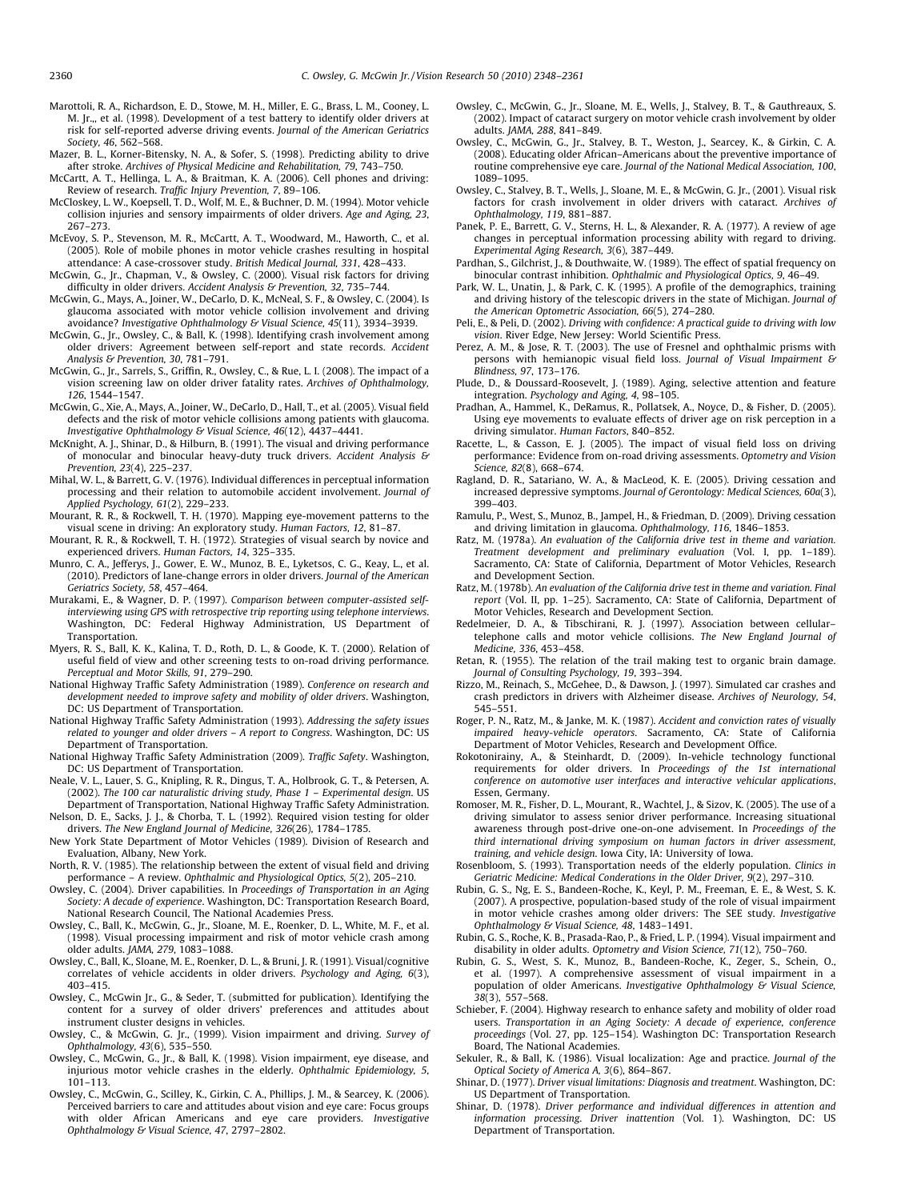Marottoli, R. A., Richardson, E. D., Stowe, M. H., Miller, E. G., Brass, L. M., Cooney, L. M. Jr.,, et al. (1998). Development of a test battery to identify older drivers at risk for self-reported adverse driving events. *Journal of the American Geriatrics Society, 46*, 562–568.

Mazer, B. L., Korner-Bitensky, N. A., & Sofer, S. (1998). Predicting ability to drive after stroke. *Archives of Physical Medicine and Rehabilitation, 79*, 743–750.

McCartt, A. T., Hellinga, L. A., & Braitman, K. A. (2006). Cell phones and driving: Review of research. *Traffic Injury Prevention, 7*, 89–106.

McCloskey, L. W., Koepsell, T. D., Wolf, M. E., & Buchner, D. M. (1994). Motor vehicle collision injuries and sensory impairments of older drivers. *Age and Aging, 23*, 267–273.

McEvoy, S. P., Stevenson, M. R., McCartt, A. T., Woodward, M., Haworth, C., et al. (2005). Role of mobile phones in motor vehicle crashes resulting in hospital attendance: A case-crossover study. *British Medical Journal, 331*, 428–433.

McGwin, G., Jr., Chapman, V., & Owsley, C. (2000). Visual risk factors for driving difficulty in older drivers. *Accident Analysis & Prevention, 32*, 735–744.

McGwin, G., Mays, A., Joiner, W., DeCarlo, D. K., McNeal, S. F., & Owsley, C. (2004). Is glaucoma associated with motor vehicle collision involvement and driving avoidance? *Investigative Ophthalmology & Visual Science, 45*(11), 3934–3939.

McGwin, G., Jr., Owsley, C., & Ball, K. (1998). Identifying crash involvement among older drivers: Agreement between self-report and state records. *Accident Analysis & Prevention, 30*, 781–791.

McGwin, G., Jr., Sarrels, S., Griffin, R., Owsley, C., & Rue, L. I. (2008). The impact of a vision screening law on older driver fatality rates. *Archives of Ophthalmology, 126*, 1544–1547.

McGwin, G., Xie, A., Mays, A., Joiner, W., DeCarlo, D. K., Hall, T., et al. (2005). Visual field defects and the risk of motor vehicle collisions among patients with glaucoma. *Investigative Ophthalmology & Visual Science, 46*(12), 4437–4441.

McKnight, A. J., Shinar, D., & Hilburn, B. (1991). The visual and driving performance of monocular and binocular heavy-duty truck drivers. *Accident Analysis & Prevention, 23*(4), 225–237.

Mihal, W. L., & Barrett, G. V. (1976). Individual differences in perceptual information processing and their relation to automobile accident involvement. *Journal of Applied Psychology, 61*(2), 229–233.

Mourant, R. R., & Rockwell, T. H. (1970). Mapping eye-movement patterns to the visual scene in driving: An exploratory study. *Human Factors, 12*, 81–87.

Mourant, R. R., & Rockwell, T. H. (1972). Strategies of visual search by novice and experienced drivers. *Human Factors, 14*, 325–335.

Munro, C. A., Jefferys, J., Gower, E. W., Munoz, B. E., Lyketsos, C. G., Keay, L., et al. (2010). Predictors of lane-change errors in older drivers. *Journal of the American Geriatrics Society, 58*, 457–464.

Murakami, E., & Wagner, D. P. (1997). *Comparison between computer-assisted self-interviewing using GPS with retrospective trip reporting using telephone interviews*. Washington, DC: Federal Highway Administration, US Department of Transportation.

Myers, R. S., Ball, K. K., Kalina, T. D., Roth, D. L., & Goode, K. T. (2000). Relation of useful field of view and other screening tests to on-road driving performance. *Perceptual and Motor Skills, 91*, 279–290.

National Highway Traffic Safety Administration (1989). *Conference on research and development needed to improve safety and mobility of older drivers*. Washington, DC: US Department of Transportation.

National Highway Traffic Safety Administration (1993). *Addressing the safety issues related to younger and older drivers – A report to Congress*. Washington, DC: US Department of Transportation.

National Highway Traffic Safety Administration (2009). *Traffic Safety*. Washington, DC: US Department of Transportation.

Neale, V. L., Lauer, S. G., Knipling, R. R., Dingus, T. A., Holbrook, G. T., & Petersen, A. (2002). *The 100 car naturalistic driving study, Phase 1 – Experimental design*. US Department of Transportation, National Highway Traffic Safety Administration.

Nelson, D. E., Sacks, J. J., & Chorba, T. L. (1992). Required vision testing for older drivers. *The New England Journal of Medicine, 326*(26), 1784–1785.

New York State Department of Motor Vehicles (1989). Division of Research and Evaluation, Albany, New York.

North, R. V. (1985). The relationship between the extent of visual field and driving performance – A review. *Ophthalmic and Physiological Optics, 5*(2), 205–210.

Owsley, C. (2004). Driver capabilities. In *Proceedings of Transportation in an Aging Society: A decade of experience*. Washington, DC: Transportation Research Board, National Research Council, The National Academies Press.

Owsley, C., Ball, K., McGwin, G., Jr., Sloane, M. E., Roenker, D. L., White, M. F., et al. (1998). Visual processing impairment and risk of motor vehicle crash among older adults. *JAMA, 279*, 1083–1088.

Owsley, C., Ball, K., Sloane, M. E., Roenker, D. L., & Bruni, J. R. (1991). Visual/cognitive correlates of vehicle accidents in older drivers. *Psychology and Aging, 6*(3), 403–415.

Owsley, C., McGwin Jr., G., & Seder, T. (submitted for publication). Identifying the content for a survey of older drivers' preferences and attitudes about instrument cluster designs in vehicles.

Owsley, C., & McGwin, G. Jr., (1999). Vision impairment and driving. *Survey of Ophthalmology, 43*(6), 535–550.

Owsley, C., McGwin, G., Jr., & Ball, K. (1998). Vision impairment, eye disease, and injurious motor vehicle crashes in the elderly. *Ophthalmic Epidemiology, 5*, 101–113.

Owsley, C., McGwin, G., Scilley, K., Girkin, C. A., Phillips, J. M., & Searcey, K. (2006). Perceived barriers to care and attitudes about vision and eye care: Focus groups with older African Americans and eye care providers. *Investigative Ophthalmology & Visual Science, 47*, 2797–2802.

Owsley, C., McGwin, G., Jr., Sloane, M. E., Wells, J., Stalvey, B. T., & Gauthreaux, S. (2002). Impact of cataract surgery on motor vehicle crash involvement by older adults. *JAMA, 288*, 841–849.

Owsley, C., McGwin, G., Jr., Stalvey, B. T., Weston, J., Searcey, K., & Girkin, C. A. (2008). Educating older African–Americans about the preventive importance of routine comprehensive eye care. *Journal of the National Medical Association, 100*, 1089–1095.

Owsley, C., Stalvey, B. T., Wells, J., Sloane, M. E., & McGwin, G. Jr., (2001). Visual risk factors for crash involvement in older drivers with cataract. *Archives of Ophthalmology, 119*, 881–887.

Panek, P. E., Barrett, G. V., Sterns, H. L., & Alexander, R. A. (1977). A review of age changes in perceptual information processing ability with regard to driving. *Experimental Aging Research, 3*(6), 387–449.

Pardhan, S., Gilchrist, J., & Douthwaite, W. (1989). The effect of spatial frequency on binocular contrast inhibition. *Ophthalmic and Physiological Optics, 9*, 46–49.

Park, W. L., Unatin, J., & Park, C. K. (1995). A profile of the demographics, training and driving history of the telescopic drivers in the state of Michigan. *Journal of the American Optometric Association, 66*(5), 274–280.

Peli, E., & Peli, D. (2002). *Driving with confidence: A practical guide to driving with low vision*. River Edge, New Jersey: World Scientific Press.

Perez, A. M., & Jose, R. T. (2003). The use of Fresnel and ophthalmic prisms with persons with hemianopic visual field loss. *Journal of Visual Impairment & Blindness, 97*, 173–176.

Plude, D., & Doussard-Roosevelt, J. (1989). Aging, selective attention and feature integration. *Psychology and Aging, 4*, 98–105.

Pradhan, A., Hammel, K., DeRamus, R., Pollatsek, A., Noyce, D., & Fisher, D. (2005). Using eye movements to evaluate effects of driver age on risk perception in a driving simulator. *Human Factors*, 840–852.

Racette, L., & Casson, E. J. (2005). The impact of visual field loss on driving performance: Evidence from on-road driving assessments. *Optometry and Vision Science, 82*(8), 668–674.

Ragland, D. R., Satariano, W. A., & MacLeod, K. E. (2005). Driving cessation and increased depressive symptoms. *Journal of Gerontology: Medical Sciences, 60a*(3), 399–403.

Ramulu, P., West, S., Munoz, B., Jampel, H., & Friedman, D. (2009). Driving cessation and driving limitation in glaucoma. *Ophthalmology, 116*, 1846–1853.

Ratz, M. (1978a). *An evaluation of the California drive test in theme and variation. Treatment development and preliminary evaluation* (Vol. I, pp. 1–189). Sacramento, CA: State of California, Department of Motor Vehicles, Research and Development Section.

Ratz, M. (1978b). *An evaluation of the California drive test in theme and variation. Final report* (Vol. II, pp. 1–25). Sacramento, CA: State of California, Department of Motor Vehicles, Research and Development Section.

Redelmeier, D. A., & Tibschirani, R. J. (1997). Association between cellular–telephone calls and motor vehicle collisions. *The New England Journal of Medicine, 336*, 453–458.

Retan, R. (1955). The relation of the trail making test to organic brain damage. *Journal of Consulting Psychology, 19*, 393–394.

Rizzo, M., Reinach, S., McGehee, D., & Dawson, J. (1997). Simulated car crashes and crash predictors in drivers with Alzheimer disease. *Archives of Neurology, 54*, 545–551.

Roger, P. N., Ratz, M., & Janke, M. K. (1987). *Accident and conviction rates of visually impaired heavy-vehicle operators*. Sacramento, CA: State of California Department of Motor Vehicles, Research and Development Office.

Rokotonirainy, A., & Steinhardt, D. (2009). In-vehicle technology functional requirements for older drivers. In *Proceedings of the 1st international conference on automotive user interfaces and interactive vehicular applications*, Essen, Germany.

Romoser, M. R., Fisher, D. L., Mourant, R., Wachtel, J., & Sizov, K. (2005). The use of a driving simulator to assess senior driver performance. Increasing situational awareness through post-drive one-on-one advisement. In *Proceedings of the third international driving symposium on human factors in driver assessment, training, and vehicle design*. Iowa City, IA: University of Iowa.

Rosenbloom, S. (1993). Transportation needs of the elderly population. *Clinics in Geriatric Medicine: Medical Conderations in the Older Driver, 9*(2), 297–310.

Rubin, G. S., Ng, E. S., Bandeen-Roche, K., Keyl, P. M., Freeman, E. E., & West, S. K. (2007). A prospective, population-based study of the role of visual impairment in motor vehicle crashes among older drivers: The SEE study. *Investigative Ophthalmology & Visual Science, 48*, 1483–1491.

Rubin, G. S., Roche, K. B., Prasada-Rao, P., & Fried, L. P. (1994). Visual impairment and disability in older adults. *Optometry and Vision Science, 71*(12), 750–760.

Rubin, G. S., West, S. K., Munoz, B., Bandeen-Roche, K., Zeger, S., Schein, O., et al. (1997). A comprehensive assessment of visual impairment in a population of older Americans. *Investigative Ophthalmology & Visual Science, 38*(3), 557–568.

Schieber, F. (2004). Highway research to enhance safety and mobility of older road users. *Transportation in an Aging Society: A decade of experience, conference proceedings* (Vol. 27, pp. 125–154). Washington DC: Transportation Research Board, The National Academies.

Sekuler, R., & Ball, K. (1986). Visual localization: Age and practice. *Journal of the Optical Society of America A, 3*(6), 864–867.

Shinar, D. (1977). *Driver visual limitations: Diagnosis and treatment*. Washington, DC: US Department of Transportation.

Shinar, D. (1978). *Driver performance and individual differences in attention and information processing. Driver inattention* (Vol. 1). Washington, DC: US Department of Transportation.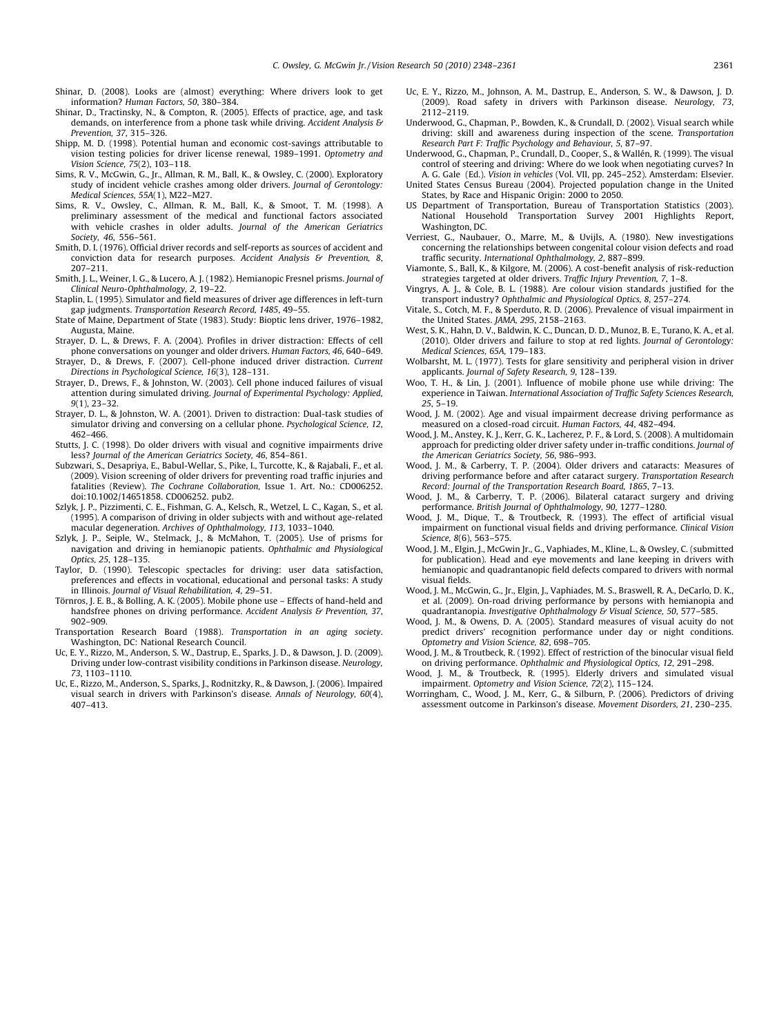Shinar, D. (2008). Looks are (almost) everything: Where drivers look to get information? *Human Factors, 50*, 380–384.

Shinar, D., Tractinsky, N., & Compton, R. (2005). Effects of practice, age, and task demands, on interference from a phone task while driving. *Accident Analysis & Prevention, 37*, 315–326.

Shipp, M. D. (1998). Potential human and economic cost-savings attributable to vision testing policies for driver license renewal, 1989–1991. *Optometry and Vision Science, 75*(2), 103–118.

Sims, R. V., McGwin, G., Jr., Allman, R. M., Ball, K., & Owsley, C. (2000). Exploratory study of incident vehicle crashes among older drivers. *Journal of Gerontology: Medical Sciences, 55A*(1), M22–M27.

Sims, R. V., Owsley, C., Allman, R. M., Ball, K., & Smoot, T. M. (1998). A preliminary assessment of the medical and functional factors associated with vehicle crashes in older adults. *Journal of the American Geriatrics Society, 46*, 556–561.

Smith, D. I. (1976). Official driver records and self-reports as sources of accident and conviction data for research purposes. *Accident Analysis & Prevention, 8*, 207–211.

Smith, J. L., Weiner, I. G., & Lucero, A. J. (1982). Hemianopic Fresnel prisms. *Journal of Clinical Neuro-Ophthalmology, 2*, 19–22.

Staplin, L. (1995). Simulator and field measures of driver age differences in left-turn gap judgments. *Transportation Research Record, 1485*, 49–55.

State of Maine, Department of State (1983). Study: Bioptic lens driver, 1976–1982, Augusta, Maine.

Strayer, D. L., & Drews, F. A. (2004). Profiles in driver distraction: Effects of cell phone conversations on younger and older drivers. *Human Factors, 46*, 640–649.

Strayer, D., & Drews, F. (2007). Cell-phone induced driver distraction. *Current Directions in Psychological Science, 16*(3), 128–131.

Strayer, D., Drews, F., & Johnston, W. (2003). Cell phone induced failures of visual attention during simulated driving. *Journal of Experimental Psychology: Applied, 9*(1), 23–32.

Strayer, D. L., & Johnston, W. A. (2001). Driven to distraction: Dual-task studies of simulator driving and conversing on a cellular phone. *Psychological Science, 12*, 462–466.

Stutts, J. C. (1998). Do older drivers with visual and cognitive impairments drive less? *Journal of the American Geriatrics Society, 46*, 854–861.

Subzwari, S., Desapriya, E., Babul-Wellar, S., Pike, I., Turcotte, K., & Rajabali, F., et al. (2009). Vision screening of older drivers for preventing road traffic injuries and fatalities (Review). *The Cochrane Collaboration*, Issue 1. Art. No.: CD006252. doi:10.1002/14651858. CD006252. pub2.

Szlyk, J. P., Pizzimenti, C. E., Fishman, G. A., Kelsch, R., Wetzel, L. C., Kagan, S., et al. (1995). A comparison of driving in older subjects with and without age-related macular degeneration. *Archives of Ophthalmology, 113*, 1033–1040.

Szlyk, J. P., Seiple, W., Stelmack, J., & McMahon, T. (2005). Use of prisms for navigation and driving in hemianopic patients. *Ophthalmic and Physiological Optics, 25*, 128–135.

Taylor, D. (1990). Telescopic spectacles for driving: user data satisfaction, preferences and effects in vocational, educational and personal tasks: A study in Illinois. *Journal of Visual Rehabilitation, 4*, 29–51.

Törnros, J. E. B., & Bolling, A. K. (2005). Mobile phone use – Effects of hand-held and handsfree phones on driving performance. *Accident Analysis & Prevention, 37*, 902–909.

Transportation Research Board (1988). *Transportation in an aging society*. Washington, DC: National Research Council.

Uc, E. Y., Rizzo, M., Anderson, S. W., Dastrup, E., Sparks, J. D., & Dawson, J. D. (2009). Driving under low-contrast visibility conditions in Parkinson disease. *Neurology, 73*, 1103–1110.

Uc, E., Rizzo, M., Anderson, S., Sparks, J., Rodnitzky, R., & Dawson, J. (2006). Impaired visual search in drivers with Parkinson's disease. *Annals of Neurology, 60*(4), 407–413.

Uc, E. Y., Rizzo, M., Johnson, A. M., Dastrup, E., Anderson, S. W., & Dawson, J. D. (2009). Road safety in drivers with Parkinson disease. *Neurology, 73*, 2112–2119.

Underwood, G., Chapman, P., Bowden, K., & Crundall, D. (2002). Visual search while driving: skill and awareness during inspection of the scene. *Transportation Research Part F: Traffic Psychology and Behaviour, 5*, 87–97.

Underwood, G., Chapman, P., Crundall, D., Cooper, S., & Wallén, R. (1999). The visual control of steering and driving: Where do we look when negotiating curves? In A. G. Gale (Ed.). *Vision in vehicles* (Vol. VII, pp. 245–252). Amsterdam: Elsevier.

United States Census Bureau (2004). Projected population change in the United States, by Race and Hispanic Origin: 2000 to 2050.

US Department of Transportation, Bureau of Transportation Statistics (2003). National Household Transportation Survey 2001 Highlights Report, Washington, DC.

Verriest, G., Naubauer, O., Marre, M., & Uvijls, A. (1980). New investigations concerning the relationships between congenital colour vision defects and road traffic security. *International Ophthalmology, 2*, 887–899.

Viamonte, S., Ball, K., & Kilgore, M. (2006). A cost-benefit analysis of risk-reduction strategies targeted at older drivers. *Traffic Injury Prevention, 7*, 1–8.

Vingrys, A. J., & Cole, B. L. (1988). Are colour vision standards justified for the transport industry? *Ophthalmic and Physiological Optics, 8*, 257–274.

Vitale, S., Cotch, M. F., & Sperduto, R. D. (2006). Prevalence of visual impairment in the United States. *JAMA, 295*, 2158–2163.

West, S. K., Hahn, D. V., Baldwin, K. C., Duncan, D. D., Munoz, B. E., Turano, K. A., et al. (2010). Older drivers and failure to stop at red lights. *Journal of Gerontology: Medical Sciences, 65A*, 179–183.

Wolbarsht, M. L. (1977). Tests for glare sensitivity and peripheral vision in driver applicants. *Journal of Safety Research, 9*, 128–139.

Woo, T. H., & Lin, J. (2001). Influence of mobile phone use while driving: The experience in Taiwan. *International Association of Traffic Safety Sciences Research, 25*, 5–19.

Wood, J. M. (2002). Age and visual impairment decrease driving performance as measured on a closed-road circuit. *Human Factors, 44*, 482–494.

Wood, J. M., Anstey, K. J., Kerr, G. K., Lacherez, P. F., & Lord, S. (2008). A multidomain approach for predicting older driver safety under in-traffic conditions. *Journal of the American Geriatrics Society, 56*, 986–993.

Wood, J. M., & Carberry, T. P. (2004). Older drivers and cataracts: Measures of driving performance before and after cataract surgery. *Transportation Research Record: Journal of the Transportation Research Board, 1865*, 7–13.

Wood, J. M., & Carberry, T. P. (2006). Bilateral cataract surgery and driving performance. *British Journal of Ophthalmology, 90*, 1277–1280.

Wood, J. M., Dique, T., & Troutbeck, R. (1993). The effect of artificial visual impairment on functional visual fields and driving performance. *Clinical Vision Science, 8*(6), 563–575.

Wood, J. M., Elgin, J., McGwin Jr., G., Vaphiades, M., Kline, L., & Owsley, C. (submitted for publication). Head and eye movements and lane keeping in drivers with hemianopic and quadrantanopic field defects compared to drivers with normal visual fields.

Wood, J. M., McGwin, G., Jr., Elgin, J., Vaphiades, M. S., Braswell, R. A., DeCarlo, D. K., et al. (2009). On-road driving performance by persons with hemianopia and quadrantanopia. *Investigative Ophthalmology & Visual Science, 50*, 577–585.

Wood, J. M., & Owens, D. A. (2005). Standard measures of visual acuity do not predict drivers' recognition performance under day or night conditions. *Optometry and Vision Science, 82*, 698–705.

Wood, J. M., & Troutbeck, R. (1992). Effect of restriction of the binocular visual field on driving performance. *Ophthalmic and Physiological Optics, 12*, 291–298.

Wood, J. M., & Troutbeck, R. (1995). Elderly drivers and simulated visual impairment. *Optometry and Vision Science, 72*(2), 115–124.

Worringham, C., Wood, J. M., Kerr, G., & Silburn, P. (2006). Predictors of driving assessment outcome in Parkinson's disease. *Movement Disorders, 21*, 230–235.